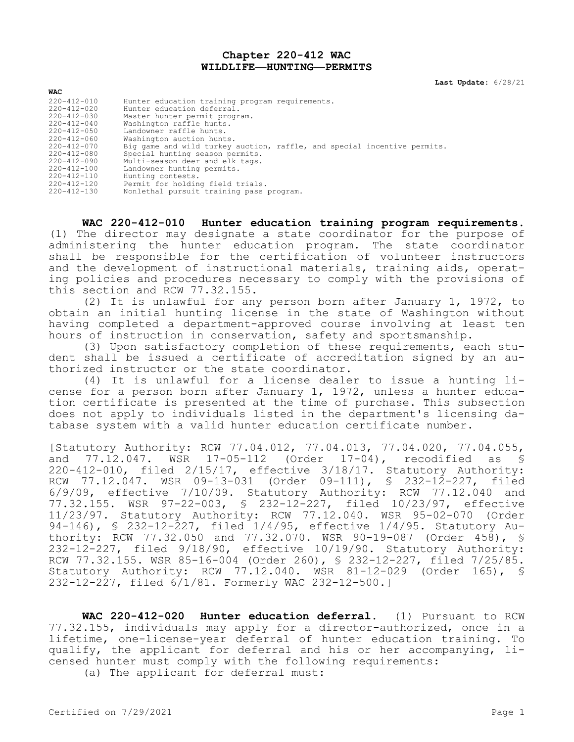# Chapter 220-412 WAC
# WILDLIFE—HUNTING—PERMITS

**Last Update:** 6/28/21

| WAC | |
|---|---|
| 220-412-010 | Hunter education training program requirements. |
| 220-412-020 | Hunter education deferral. |
| 220-412-030 | Master hunter permit program. |
| 220-412-040 | Washington raffle hunts. |
| 220-412-050 | Landowner raffle hunts. |
| 220-412-060 | Washington auction hunts. |
| 220-412-070 | Big game and wild turkey auction, raffle, and special incentive permits. |
| 220-412-080 | Special hunting season permits. |
| 220-412-090 | Multi-season deer and elk tags. |
| 220-412-100 | Landowner hunting permits. |
| 220-412-110 | Hunting contests. |
| 220-412-120 | Permit for holding field trials. |
| 220-412-130 | Nonlethal pursuit training pass program. |

**WAC 220-412-010 Hunter education training program requirements.** (1) The director may designate a state coordinator for the purpose of administering the hunter education program. The state coordinator shall be responsible for the certification of volunteer instructors and the development of instructional materials, training aids, operating policies and procedures necessary to comply with the provisions of this section and RCW 77.32.155.

(2) It is unlawful for any person born after January 1, 1972, to obtain an initial hunting license in the state of Washington without having completed a department-approved course involving at least ten hours of instruction in conservation, safety and sportsmanship.

(3) Upon satisfactory completion of these requirements, each student shall be issued a certificate of accreditation signed by an authorized instructor or the state coordinator.

(4) It is unlawful for a license dealer to issue a hunting license for a person born after January 1, 1972, unless a hunter education certificate is presented at the time of purchase. This subsection does not apply to individuals listed in the department's licensing database system with a valid hunter education certificate number.

[Statutory Authority: RCW 77.04.012, 77.04.013, 77.04.020, 77.04.055, and 77.12.047. WSR 17-05-112 (Order 17-04), recodified as § 220-412-010, filed 2/15/17, effective 3/18/17. Statutory Authority: RCW 77.12.047. WSR 09-13-031 (Order 09-111), § 232-12-227, filed 6/9/09, effective 7/10/09. Statutory Authority: RCW 77.12.040 and 77.32.155. WSR 97-22-003, § 232-12-227, filed 10/23/97, effective 11/23/97. Statutory Authority: RCW 77.12.040. WSR 95-02-070 (Order 94-146), § 232-12-227, filed 1/4/95, effective 1/4/95. Statutory Authority: RCW 77.32.050 and 77.32.070. WSR 90-19-087 (Order 458), § 232-12-227, filed 9/18/90, effective 10/19/90. Statutory Authority: RCW 77.32.155. WSR 85-16-004 (Order 260), § 232-12-227, filed 7/25/85. Statutory Authority: RCW 77.12.040. WSR 81-12-029 (Order 165), § 232-12-227, filed 6/1/81. Formerly WAC 232-12-500.]

**WAC 220-412-020 Hunter education deferral.** (1) Pursuant to RCW 77.32.155, individuals may apply for a director-authorized, once in a lifetime, one-license-year deferral of hunter education training. To qualify, the applicant for deferral and his or her accompanying, licensed hunter must comply with the following requirements:

(a) The applicant for deferral must: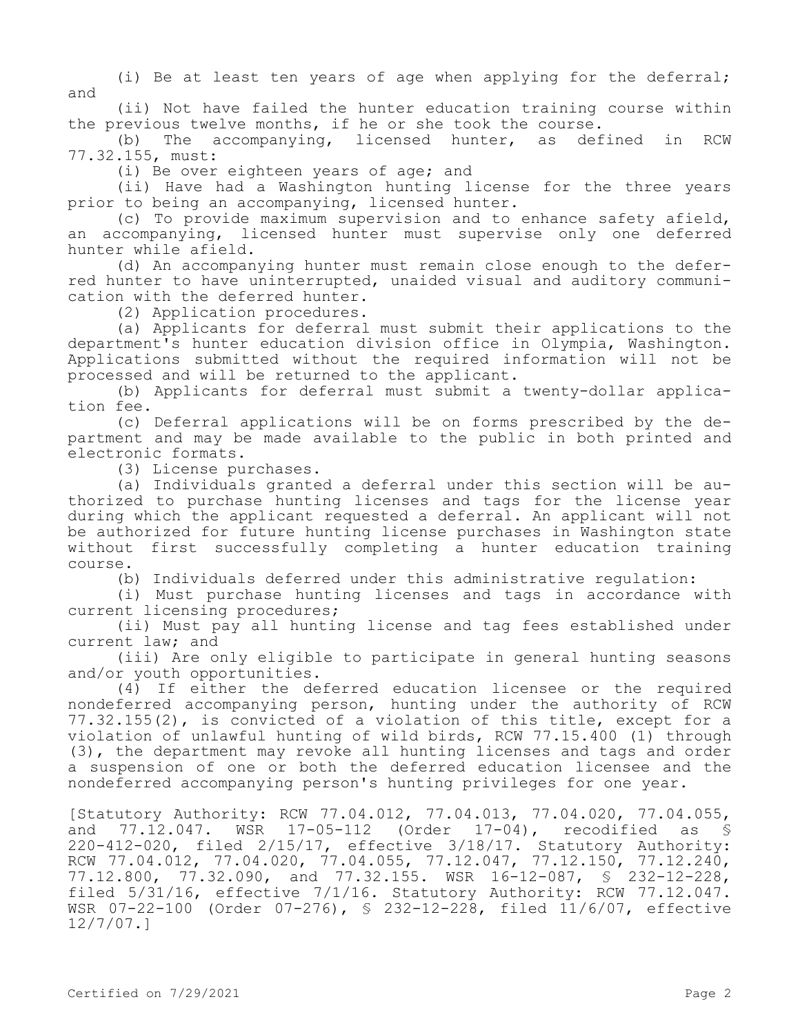(i) Be at least ten years of age when applying for the deferral; and

(ii) Not have failed the hunter education training course within the previous twelve months, if he or she took the course.

(b) The accompanying, licensed hunter, as defined in RCW 77.32.155, must:

(i) Be over eighteen years of age; and

(ii) Have had a Washington hunting license for the three years prior to being an accompanying, licensed hunter.

(c) To provide maximum supervision and to enhance safety afield, an accompanying, licensed hunter must supervise only one deferred hunter while afield.

(d) An accompanying hunter must remain close enough to the deferred hunter to have uninterrupted, unaided visual and auditory communication with the deferred hunter.

(2) Application procedures.

(a) Applicants for deferral must submit their applications to the department's hunter education division office in Olympia, Washington. Applications submitted without the required information will not be processed and will be returned to the applicant.

(b) Applicants for deferral must submit a twenty-dollar application fee.

(c) Deferral applications will be on forms prescribed by the department and may be made available to the public in both printed and electronic formats.

(3) License purchases.

(a) Individuals granted a deferral under this section will be authorized to purchase hunting licenses and tags for the license year during which the applicant requested a deferral. An applicant will not be authorized for future hunting license purchases in Washington state without first successfully completing a hunter education training course.

(b) Individuals deferred under this administrative regulation:

(i) Must purchase hunting licenses and tags in accordance with current licensing procedures;

(ii) Must pay all hunting license and tag fees established under current law; and

(iii) Are only eligible to participate in general hunting seasons and/or youth opportunities.

(4) If either the deferred education licensee or the required nondeferred accompanying person, hunting under the authority of RCW 77.32.155(2), is convicted of a violation of this title, except for a violation of unlawful hunting of wild birds, RCW 77.15.400 (1) through (3), the department may revoke all hunting licenses and tags and order a suspension of one or both the deferred education licensee and the nondeferred accompanying person's hunting privileges for one year.

[Statutory Authority: RCW 77.04.012, 77.04.013, 77.04.020, 77.04.055, and 77.12.047. WSR 17-05-112 (Order 17-04), recodified as § 220-412-020, filed 2/15/17, effective 3/18/17. Statutory Authority: RCW 77.04.012, 77.04.020, 77.04.055, 77.12.047, 77.12.150, 77.12.240, 77.12.800, 77.32.090, and 77.32.155. WSR 16-12-087, § 232-12-228, filed 5/31/16, effective 7/1/16. Statutory Authority: RCW 77.12.047. WSR 07-22-100 (Order 07-276), § 232-12-228, filed 11/6/07, effective 12/7/07.]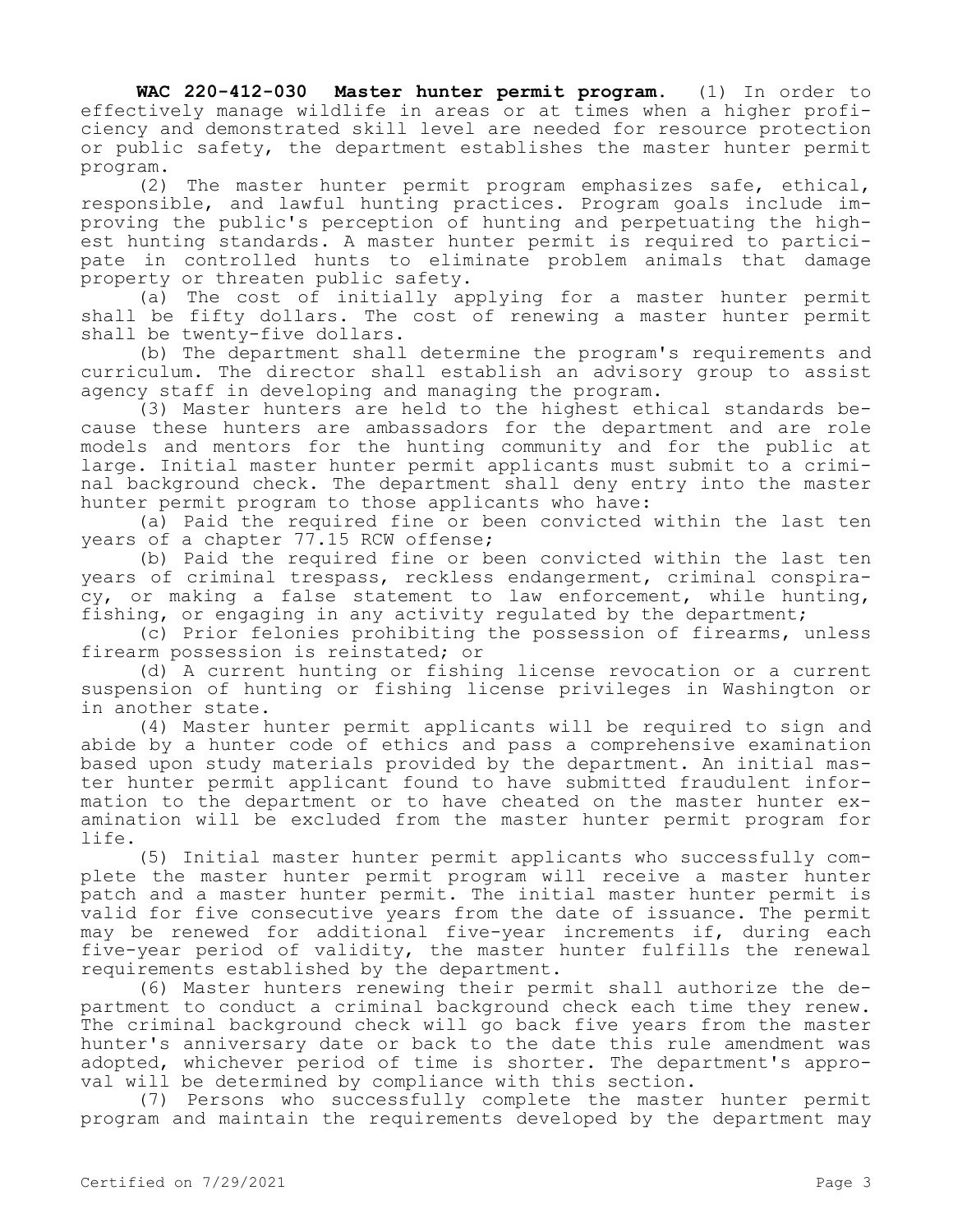**WAC 220-412-030 Master hunter permit program.** (1) In order to effectively manage wildlife in areas or at times when a higher proficiency and demonstrated skill level are needed for resource protection or public safety, the department establishes the master hunter permit program.

(2) The master hunter permit program emphasizes safe, ethical, responsible, and lawful hunting practices. Program goals include improving the public's perception of hunting and perpetuating the highest hunting standards. A master hunter permit is required to participate in controlled hunts to eliminate problem animals that damage property or threaten public safety.

(a) The cost of initially applying for a master hunter permit shall be fifty dollars. The cost of renewing a master hunter permit shall be twenty-five dollars.

(b) The department shall determine the program's requirements and curriculum. The director shall establish an advisory group to assist agency staff in developing and managing the program.

(3) Master hunters are held to the highest ethical standards because these hunters are ambassadors for the department and are role models and mentors for the hunting community and for the public at large. Initial master hunter permit applicants must submit to a criminal background check. The department shall deny entry into the master hunter permit program to those applicants who have:

(a) Paid the required fine or been convicted within the last ten years of a chapter 77.15 RCW offense;

(b) Paid the required fine or been convicted within the last ten years of criminal trespass, reckless endangerment, criminal conspiracy, or making a false statement to law enforcement, while hunting, fishing, or engaging in any activity regulated by the department;

(c) Prior felonies prohibiting the possession of firearms, unless firearm possession is reinstated; or

(d) A current hunting or fishing license revocation or a current suspension of hunting or fishing license privileges in Washington or in another state.

(4) Master hunter permit applicants will be required to sign and abide by a hunter code of ethics and pass a comprehensive examination based upon study materials provided by the department. An initial master hunter permit applicant found to have submitted fraudulent information to the department or to have cheated on the master hunter examination will be excluded from the master hunter permit program for life.

(5) Initial master hunter permit applicants who successfully complete the master hunter permit program will receive a master hunter patch and a master hunter permit. The initial master hunter permit is valid for five consecutive years from the date of issuance. The permit may be renewed for additional five-year increments if, during each five-year period of validity, the master hunter fulfills the renewal requirements established by the department.

(6) Master hunters renewing their permit shall authorize the department to conduct a criminal background check each time they renew. The criminal background check will go back five years from the master hunter's anniversary date or back to the date this rule amendment was adopted, whichever period of time is shorter. The department's approval will be determined by compliance with this section.

(7) Persons who successfully complete the master hunter permit program and maintain the requirements developed by the department may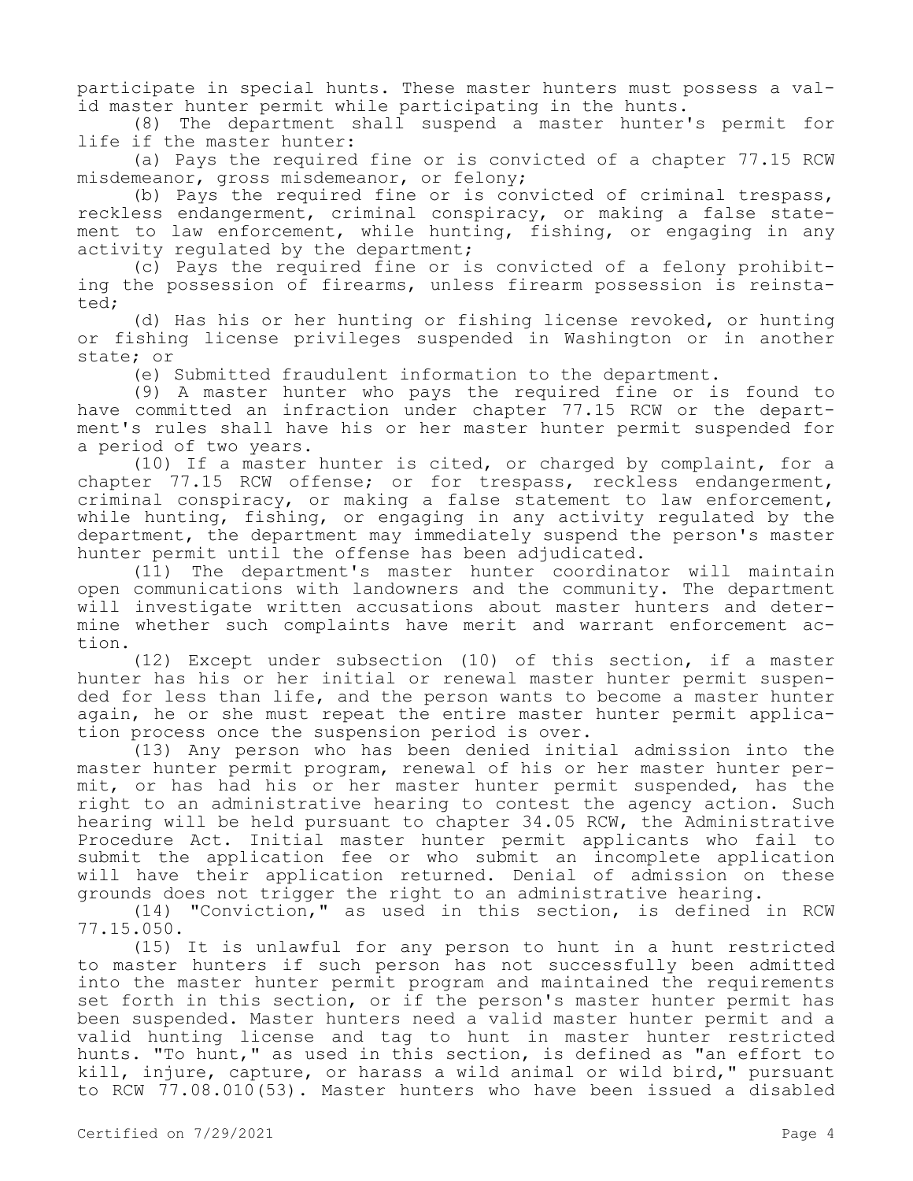participate in special hunts. These master hunters must possess a valid master hunter permit while participating in the hunts.

(8) The department shall suspend a master hunter's permit for life if the master hunter:

(a) Pays the required fine or is convicted of a chapter 77.15 RCW misdemeanor, gross misdemeanor, or felony;

(b) Pays the required fine or is convicted of criminal trespass, reckless endangerment, criminal conspiracy, or making a false statement to law enforcement, while hunting, fishing, or engaging in any activity regulated by the department;

(c) Pays the required fine or is convicted of a felony prohibiting the possession of firearms, unless firearm possession is reinstated;

(d) Has his or her hunting or fishing license revoked, or hunting or fishing license privileges suspended in Washington or in another state; or

(e) Submitted fraudulent information to the department.

(9) A master hunter who pays the required fine or is found to have committed an infraction under chapter 77.15 RCW or the department's rules shall have his or her master hunter permit suspended for a period of two years.

(10) If a master hunter is cited, or charged by complaint, for a chapter 77.15 RCW offense; or for trespass, reckless endangerment, criminal conspiracy, or making a false statement to law enforcement, while hunting, fishing, or engaging in any activity regulated by the department, the department may immediately suspend the person's master hunter permit until the offense has been adjudicated.

(11) The department's master hunter coordinator will maintain open communications with landowners and the community. The department will investigate written accusations about master hunters and determine whether such complaints have merit and warrant enforcement action.

(12) Except under subsection (10) of this section, if a master hunter has his or her initial or renewal master hunter permit suspended for less than life, and the person wants to become a master hunter again, he or she must repeat the entire master hunter permit application process once the suspension period is over.

(13) Any person who has been denied initial admission into the master hunter permit program, renewal of his or her master hunter permit, or has had his or her master hunter permit suspended, has the right to an administrative hearing to contest the agency action. Such hearing will be held pursuant to chapter 34.05 RCW, the Administrative Procedure Act. Initial master hunter permit applicants who fail to submit the application fee or who submit an incomplete application will have their application returned. Denial of admission on these grounds does not trigger the right to an administrative hearing.

(14) "Conviction," as used in this section, is defined in RCW 77.15.050.

(15) It is unlawful for any person to hunt in a hunt restricted to master hunters if such person has not successfully been admitted into the master hunter permit program and maintained the requirements set forth in this section, or if the person's master hunter permit has been suspended. Master hunters need a valid master hunter permit and a valid hunting license and tag to hunt in master hunter restricted hunts. "To hunt," as used in this section, is defined as "an effort to kill, injure, capture, or harass a wild animal or wild bird," pursuant to RCW 77.08.010(53). Master hunters who have been issued a disabled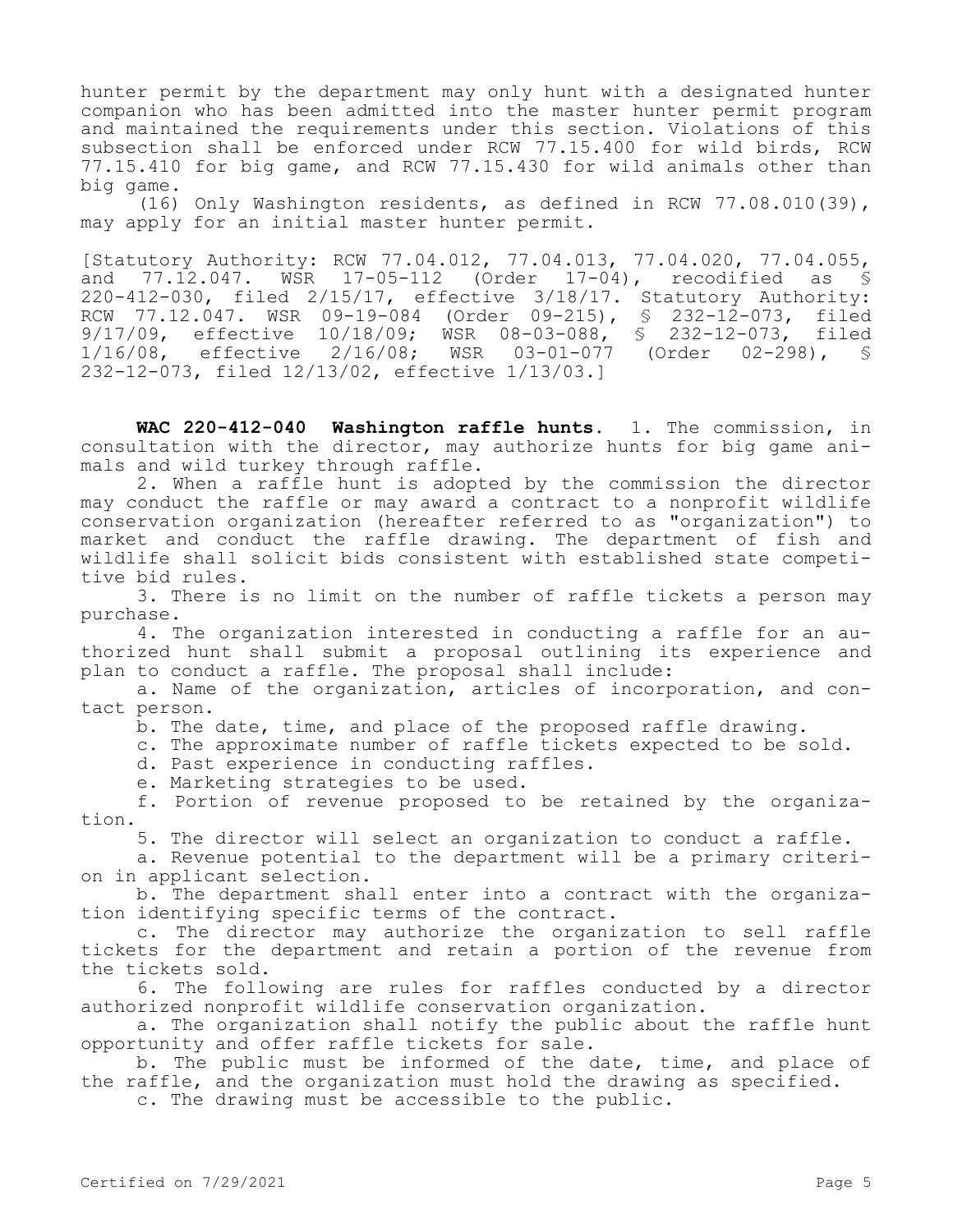hunter permit by the department may only hunt with a designated hunter companion who has been admitted into the master hunter permit program and maintained the requirements under this section. Violations of this subsection shall be enforced under RCW 77.15.400 for wild birds, RCW 77.15.410 for big game, and RCW 77.15.430 for wild animals other than big game.

(16) Only Washington residents, as defined in RCW 77.08.010(39), may apply for an initial master hunter permit.

[Statutory Authority: RCW 77.04.012, 77.04.013, 77.04.020, 77.04.055, and 77.12.047. WSR 17-05-112 (Order 17-04), recodified as § 220-412-030, filed 2/15/17, effective 3/18/17. Statutory Authority: RCW 77.12.047. WSR 09-19-084 (Order 09-215), § 232-12-073, filed 9/17/09, effective 10/18/09; WSR 08-03-088, § 232-12-073, filed 1/16/08, effective 2/16/08; WSR 03-01-077 (Order 02-298), § 232-12-073, filed 12/13/02, effective 1/13/03.]

**WAC 220-412-040 Washington raffle hunts.** 1. The commission, in consultation with the director, may authorize hunts for big game animals and wild turkey through raffle.

2. When a raffle hunt is adopted by the commission the director may conduct the raffle or may award a contract to a nonprofit wildlife conservation organization (hereafter referred to as "organization") to market and conduct the raffle drawing. The department of fish and wildlife shall solicit bids consistent with established state competitive bid rules.

3. There is no limit on the number of raffle tickets a person may purchase.

4. The organization interested in conducting a raffle for an authorized hunt shall submit a proposal outlining its experience and plan to conduct a raffle. The proposal shall include:

a. Name of the organization, articles of incorporation, and contact person.

b. The date, time, and place of the proposed raffle drawing.

c. The approximate number of raffle tickets expected to be sold.

d. Past experience in conducting raffles.

e. Marketing strategies to be used.

f. Portion of revenue proposed to be retained by the organization.

5. The director will select an organization to conduct a raffle.

a. Revenue potential to the department will be a primary criterion in applicant selection.

b. The department shall enter into a contract with the organization identifying specific terms of the contract.

c. The director may authorize the organization to sell raffle tickets for the department and retain a portion of the revenue from the tickets sold.

6. The following are rules for raffles conducted by a director authorized nonprofit wildlife conservation organization.

a. The organization shall notify the public about the raffle hunt opportunity and offer raffle tickets for sale.

b. The public must be informed of the date, time, and place of the raffle, and the organization must hold the drawing as specified.

c. The drawing must be accessible to the public.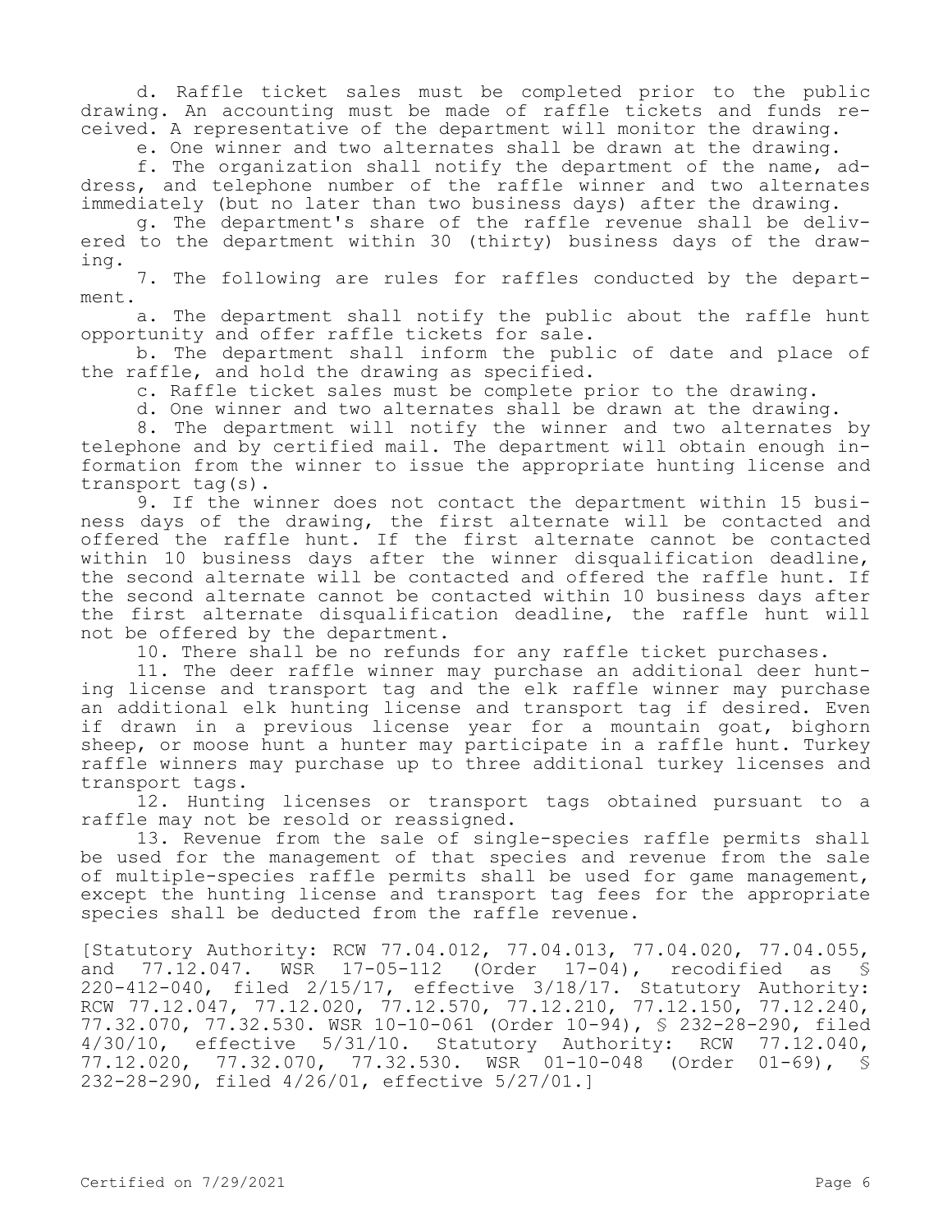d. Raffle ticket sales must be completed prior to the public drawing. An accounting must be made of raffle tickets and funds received. A representative of the department will monitor the drawing.

e. One winner and two alternates shall be drawn at the drawing.

f. The organization shall notify the department of the name, address, and telephone number of the raffle winner and two alternates immediately (but no later than two business days) after the drawing.

g. The department's share of the raffle revenue shall be delivered to the department within 30 (thirty) business days of the drawing.

7. The following are rules for raffles conducted by the department.

a. The department shall notify the public about the raffle hunt opportunity and offer raffle tickets for sale.

b. The department shall inform the public of date and place of the raffle, and hold the drawing as specified.

c. Raffle ticket sales must be complete prior to the drawing.

d. One winner and two alternates shall be drawn at the drawing.

8. The department will notify the winner and two alternates by telephone and by certified mail. The department will obtain enough information from the winner to issue the appropriate hunting license and transport tag(s).

9. If the winner does not contact the department within 15 business days of the drawing, the first alternate will be contacted and offered the raffle hunt. If the first alternate cannot be contacted within 10 business days after the winner disqualification deadline, the second alternate will be contacted and offered the raffle hunt. If the second alternate cannot be contacted within 10 business days after the first alternate disqualification deadline, the raffle hunt will not be offered by the department.

10. There shall be no refunds for any raffle ticket purchases.

11. The deer raffle winner may purchase an additional deer hunting license and transport tag and the elk raffle winner may purchase an additional elk hunting license and transport tag if desired. Even if drawn in a previous license year for a mountain goat, bighorn sheep, or moose hunt a hunter may participate in a raffle hunt. Turkey raffle winners may purchase up to three additional turkey licenses and transport tags.

12. Hunting licenses or transport tags obtained pursuant to a raffle may not be resold or reassigned.

13. Revenue from the sale of single-species raffle permits shall be used for the management of that species and revenue from the sale of multiple-species raffle permits shall be used for game management, except the hunting license and transport tag fees for the appropriate species shall be deducted from the raffle revenue.

[Statutory Authority: RCW 77.04.012, 77.04.013, 77.04.020, 77.04.055, and 77.12.047. WSR 17-05-112 (Order 17-04), recodified as § 220-412-040, filed 2/15/17, effective 3/18/17. Statutory Authority: RCW 77.12.047, 77.12.020, 77.12.570, 77.12.210, 77.12.150, 77.12.240, 77.32.070, 77.32.530. WSR 10-10-061 (Order 10-94), § 232-28-290, filed 4/30/10, effective 5/31/10. Statutory Authority: RCW 77.12.040, 77.12.020, 77.32.070, 77.32.530. WSR 01-10-048 (Order 01-69), § 232-28-290, filed 4/26/01, effective 5/27/01.]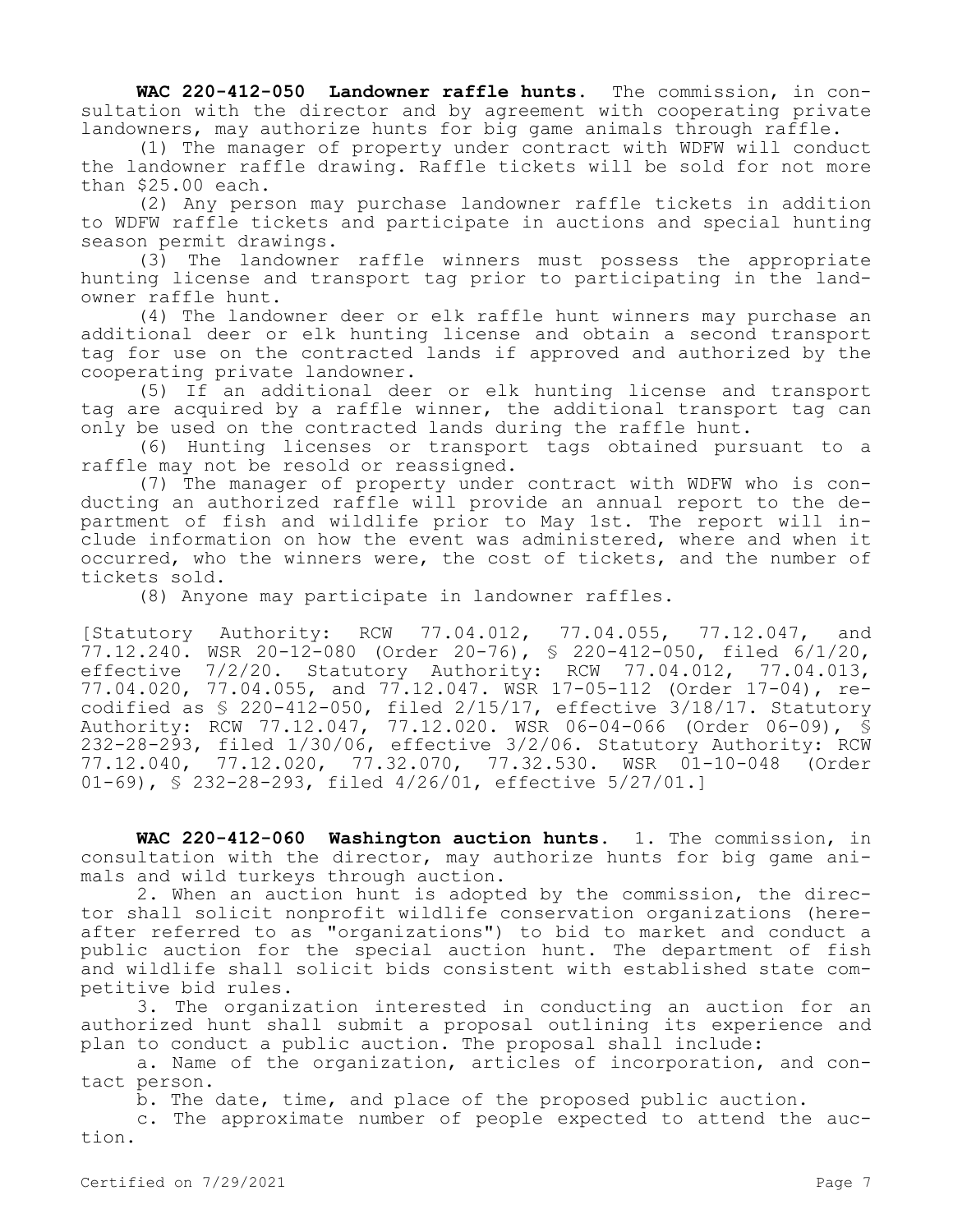**WAC 220-412-050 Landowner raffle hunts.** The commission, in consultation with the director and by agreement with cooperating private landowners, may authorize hunts for big game animals through raffle.

(1) The manager of property under contract with WDFW will conduct the landowner raffle drawing. Raffle tickets will be sold for not more than $25.00 each.

(2) Any person may purchase landowner raffle tickets in addition to WDFW raffle tickets and participate in auctions and special hunting season permit drawings.

(3) The landowner raffle winners must possess the appropriate hunting license and transport tag prior to participating in the landowner raffle hunt.

(4) The landowner deer or elk raffle hunt winners may purchase an additional deer or elk hunting license and obtain a second transport tag for use on the contracted lands if approved and authorized by the cooperating private landowner.

(5) If an additional deer or elk hunting license and transport tag are acquired by a raffle winner, the additional transport tag can only be used on the contracted lands during the raffle hunt.

(6) Hunting licenses or transport tags obtained pursuant to a raffle may not be resold or reassigned.

(7) The manager of property under contract with WDFW who is conducting an authorized raffle will provide an annual report to the department of fish and wildlife prior to May 1st. The report will include information on how the event was administered, where and when it occurred, who the winners were, the cost of tickets, and the number of tickets sold.

(8) Anyone may participate in landowner raffles.

[Statutory Authority: RCW 77.04.012, 77.04.055, 77.12.047, and 77.12.240. WSR 20-12-080 (Order 20-76), § 220-412-050, filed 6/1/20, effective 7/2/20. Statutory Authority: RCW 77.04.012, 77.04.013, 77.04.020, 77.04.055, and 77.12.047. WSR 17-05-112 (Order 17-04), recodified as § 220-412-050, filed 2/15/17, effective 3/18/17. Statutory Authority: RCW 77.12.047, 77.12.020. WSR 06-04-066 (Order 06-09), § 232-28-293, filed 1/30/06, effective 3/2/06. Statutory Authority: RCW 77.12.040, 77.12.020, 77.32.070, 77.32.530. WSR 01-10-048 (Order 01-69), § 232-28-293, filed 4/26/01, effective 5/27/01.]

**WAC 220-412-060 Washington auction hunts.** 1. The commission, in consultation with the director, may authorize hunts for big game animals and wild turkeys through auction.

2. When an auction hunt is adopted by the commission, the director shall solicit nonprofit wildlife conservation organizations (hereafter referred to as "organizations") to bid to market and conduct a public auction for the special auction hunt. The department of fish and wildlife shall solicit bids consistent with established state competitive bid rules.

3. The organization interested in conducting an auction for an authorized hunt shall submit a proposal outlining its experience and plan to conduct a public auction. The proposal shall include:

a. Name of the organization, articles of incorporation, and contact person.

b. The date, time, and place of the proposed public auction.

c. The approximate number of people expected to attend the auction.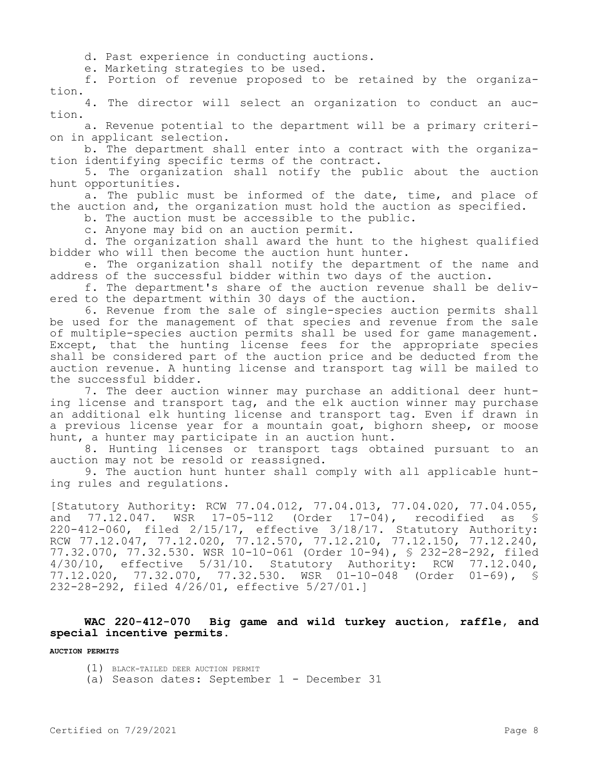d. Past experience in conducting auctions.

e. Marketing strategies to be used.

f. Portion of revenue proposed to be retained by the organization.

4. The director will select an organization to conduct an auction.

a. Revenue potential to the department will be a primary criterion in applicant selection.

b. The department shall enter into a contract with the organization identifying specific terms of the contract.

5. The organization shall notify the public about the auction hunt opportunities.

a. The public must be informed of the date, time, and place of the auction and, the organization must hold the auction as specified.

b. The auction must be accessible to the public.

c. Anyone may bid on an auction permit.

d. The organization shall award the hunt to the highest qualified bidder who will then become the auction hunt hunter.

e. The organization shall notify the department of the name and address of the successful bidder within two days of the auction.

f. The department's share of the auction revenue shall be delivered to the department within 30 days of the auction.

6. Revenue from the sale of single-species auction permits shall be used for the management of that species and revenue from the sale of multiple-species auction permits shall be used for game management. Except, that the hunting license fees for the appropriate species shall be considered part of the auction price and be deducted from the auction revenue. A hunting license and transport tag will be mailed to the successful bidder.

7. The deer auction winner may purchase an additional deer hunting license and transport tag, and the elk auction winner may purchase an additional elk hunting license and transport tag. Even if drawn in a previous license year for a mountain goat, bighorn sheep, or moose hunt, a hunter may participate in an auction hunt.

8. Hunting licenses or transport tags obtained pursuant to an auction may not be resold or reassigned.

9. The auction hunt hunter shall comply with all applicable hunting rules and regulations.

[Statutory Authority: RCW 77.04.012, 77.04.013, 77.04.020, 77.04.055, and 77.12.047. WSR 17-05-112 (Order 17-04), recodified as § 220-412-060, filed 2/15/17, effective 3/18/17. Statutory Authority: RCW 77.12.047, 77.12.020, 77.12.570, 77.12.210, 77.12.150, 77.12.240, 77.32.070, 77.32.530. WSR 10-10-061 (Order 10-94), § 232-28-292, filed 4/30/10, effective 5/31/10. Statutory Authority: RCW 77.12.040, 77.12.020, 77.32.070, 77.32.530. WSR 01-10-048 (Order 01-69), § 232-28-292, filed 4/26/01, effective 5/27/01.]

## WAC 220-412-070 Big game and wild turkey auction, raffle, and special incentive permits.

**AUCTION PERMITS**

(1) BLACK-TAILED DEER AUCTION PERMIT

(a) Season dates: September 1 - December 31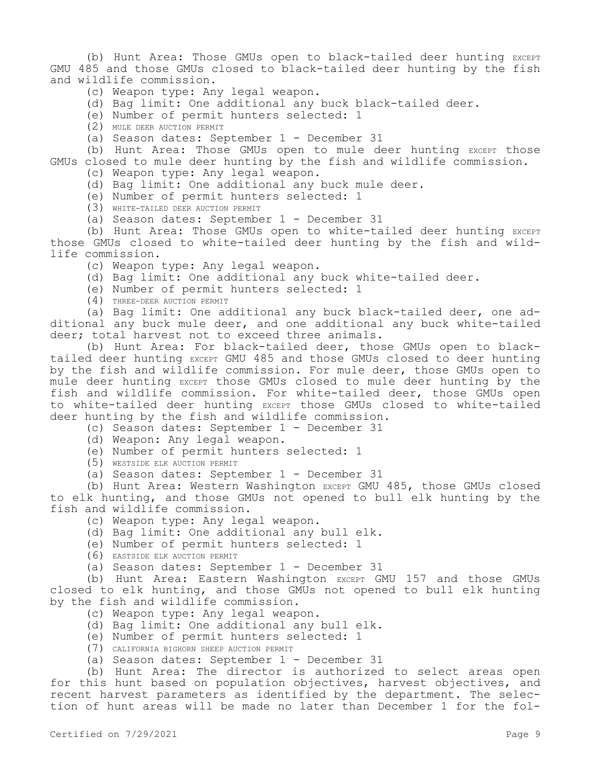(b) Hunt Area: Those GMUs open to black-tailed deer hunting EXCEPT GMU 485 and those GMUs closed to black-tailed deer hunting by the fish and wildlife commission.

(c) Weapon type: Any legal weapon.

(d) Bag limit: One additional any buck black-tailed deer.

(e) Number of permit hunters selected: 1

(2) MULE DEER AUCTION PERMIT

(a) Season dates: September 1 - December 31

(b) Hunt Area: Those GMUs open to mule deer hunting EXCEPT those GMUs closed to mule deer hunting by the fish and wildlife commission.

(c) Weapon type: Any legal weapon.

(d) Bag limit: One additional any buck mule deer.

(e) Number of permit hunters selected: 1

(3) WHITE-TAILED DEER AUCTION PERMIT

(a) Season dates: September 1 - December 31

(b) Hunt Area: Those GMUs open to white-tailed deer hunting EXCEPT those GMUs closed to white-tailed deer hunting by the fish and wildlife commission.

(c) Weapon type: Any legal weapon.

(d) Bag limit: One additional any buck white-tailed deer.

(e) Number of permit hunters selected: 1

(4) THREE-DEER AUCTION PERMIT

(a) Bag limit: One additional any buck black-tailed deer, one additional any buck mule deer, and one additional any buck white-tailed deer; total harvest not to exceed three animals.

(b) Hunt Area: For black-tailed deer, those GMUs open to black-tailed deer hunting EXCEPT GMU 485 and those GMUs closed to deer hunting by the fish and wildlife commission. For mule deer, those GMUs open to mule deer hunting EXCEPT those GMUs closed to mule deer hunting by the fish and wildlife commission. For white-tailed deer, those GMUs open to white-tailed deer hunting EXCEPT those GMUs closed to white-tailed deer hunting by the fish and wildlife commission.

(c) Season dates: September 1 - December 31

(d) Weapon: Any legal weapon.

(e) Number of permit hunters selected: 1

(5) WESTSIDE ELK AUCTION PERMIT

(a) Season dates: September 1 - December 31

(b) Hunt Area: Western Washington EXCEPT GMU 485, those GMUs closed to elk hunting, and those GMUs not opened to bull elk hunting by the fish and wildlife commission.

(c) Weapon type: Any legal weapon.

(d) Bag limit: One additional any bull elk.

(e) Number of permit hunters selected: 1

(6) EASTSIDE ELK AUCTION PERMIT

(a) Season dates: September 1 - December 31

(b) Hunt Area: Eastern Washington EXCEPT GMU 157 and those GMUs closed to elk hunting, and those GMUs not opened to bull elk hunting by the fish and wildlife commission.

(c) Weapon type: Any legal weapon.

(d) Bag limit: One additional any bull elk.

(e) Number of permit hunters selected: 1

(7) CALIFORNIA BIGHORN SHEEP AUCTION PERMIT

(a) Season dates: September 1 - December 31

(b) Hunt Area: The director is authorized to select areas open for this hunt based on population objectives, harvest objectives, and recent harvest parameters as identified by the department. The selection of hunt areas will be made no later than December 1 for the fol-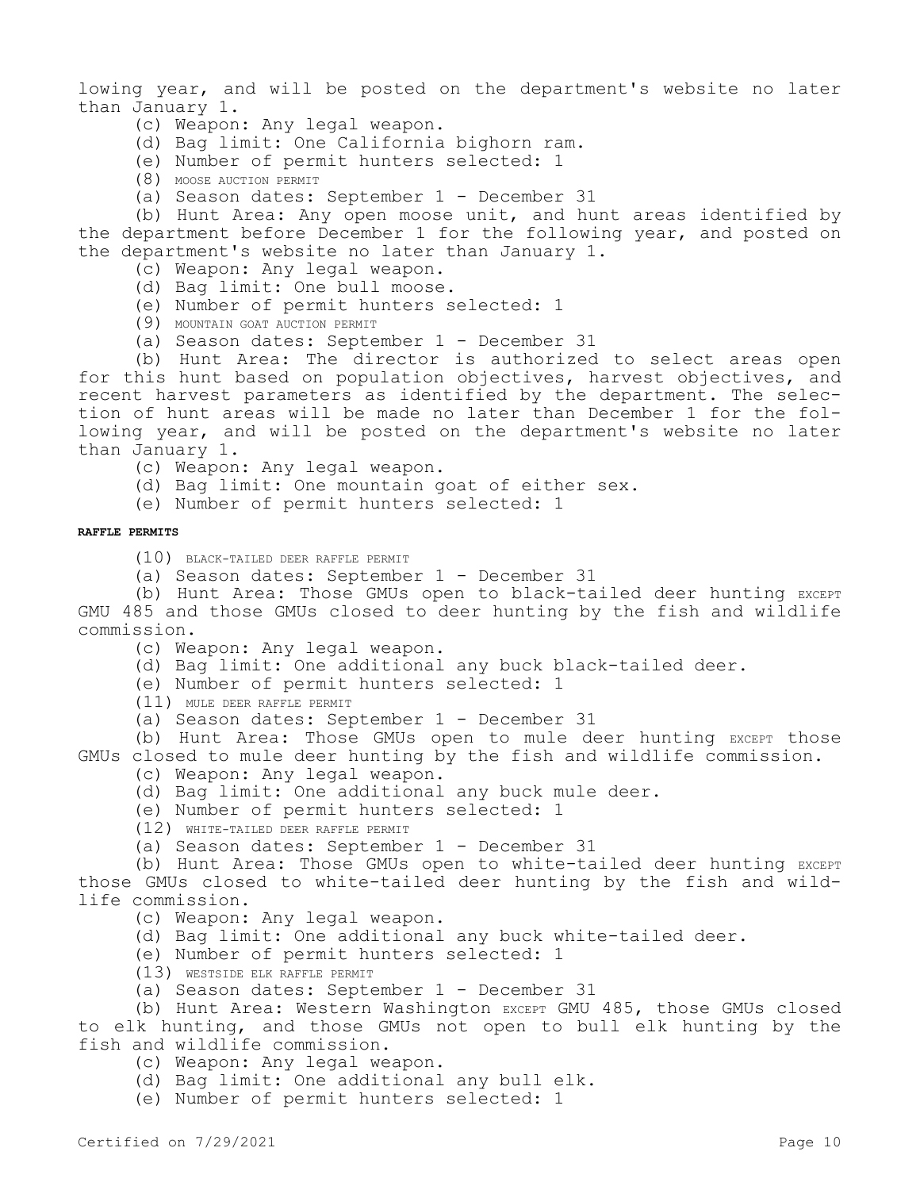lowing year, and will be posted on the department's website no later than January 1.

(c) Weapon: Any legal weapon.

(d) Bag limit: One California bighorn ram.

(e) Number of permit hunters selected: 1

(8) MOOSE AUCTION PERMIT

(a) Season dates: September 1 - December 31

(b) Hunt Area: Any open moose unit, and hunt areas identified by the department before December 1 for the following year, and posted on the department's website no later than January 1.

(c) Weapon: Any legal weapon.

(d) Bag limit: One bull moose.

(e) Number of permit hunters selected: 1

(9) MOUNTAIN GOAT AUCTION PERMIT

(a) Season dates: September 1 - December 31

(b) Hunt Area: The director is authorized to select areas open for this hunt based on population objectives, harvest objectives, and recent harvest parameters as identified by the department. The selection of hunt areas will be made no later than December 1 for the following year, and will be posted on the department's website no later than January 1.

(c) Weapon: Any legal weapon.

(d) Bag limit: One mountain goat of either sex.

(e) Number of permit hunters selected: 1

**RAFFLE PERMITS**

(10) BLACK-TAILED DEER RAFFLE PERMIT

(a) Season dates: September 1 - December 31

(b) Hunt Area: Those GMUs open to black-tailed deer hunting EXCEPT GMU 485 and those GMUs closed to deer hunting by the fish and wildlife commission.

(c) Weapon: Any legal weapon.

(d) Bag limit: One additional any buck black-tailed deer.

(e) Number of permit hunters selected: 1

(11) MULE DEER RAFFLE PERMIT

(a) Season dates: September 1 - December 31

(b) Hunt Area: Those GMUs open to mule deer hunting EXCEPT those GMUs closed to mule deer hunting by the fish and wildlife commission.

(c) Weapon: Any legal weapon.

(d) Bag limit: One additional any buck mule deer.

(e) Number of permit hunters selected: 1

(12) WHITE-TAILED DEER RAFFLE PERMIT

(a) Season dates: September 1 - December 31

(b) Hunt Area: Those GMUs open to white-tailed deer hunting EXCEPT those GMUs closed to white-tailed deer hunting by the fish and wildlife commission.

(c) Weapon: Any legal weapon.

(d) Bag limit: One additional any buck white-tailed deer.

(e) Number of permit hunters selected: 1

(13) WESTSIDE ELK RAFFLE PERMIT

(a) Season dates: September 1 - December 31

(b) Hunt Area: Western Washington EXCEPT GMU 485, those GMUs closed to elk hunting, and those GMUs not open to bull elk hunting by the fish and wildlife commission.

(c) Weapon: Any legal weapon.

(d) Bag limit: One additional any bull elk.

(e) Number of permit hunters selected: 1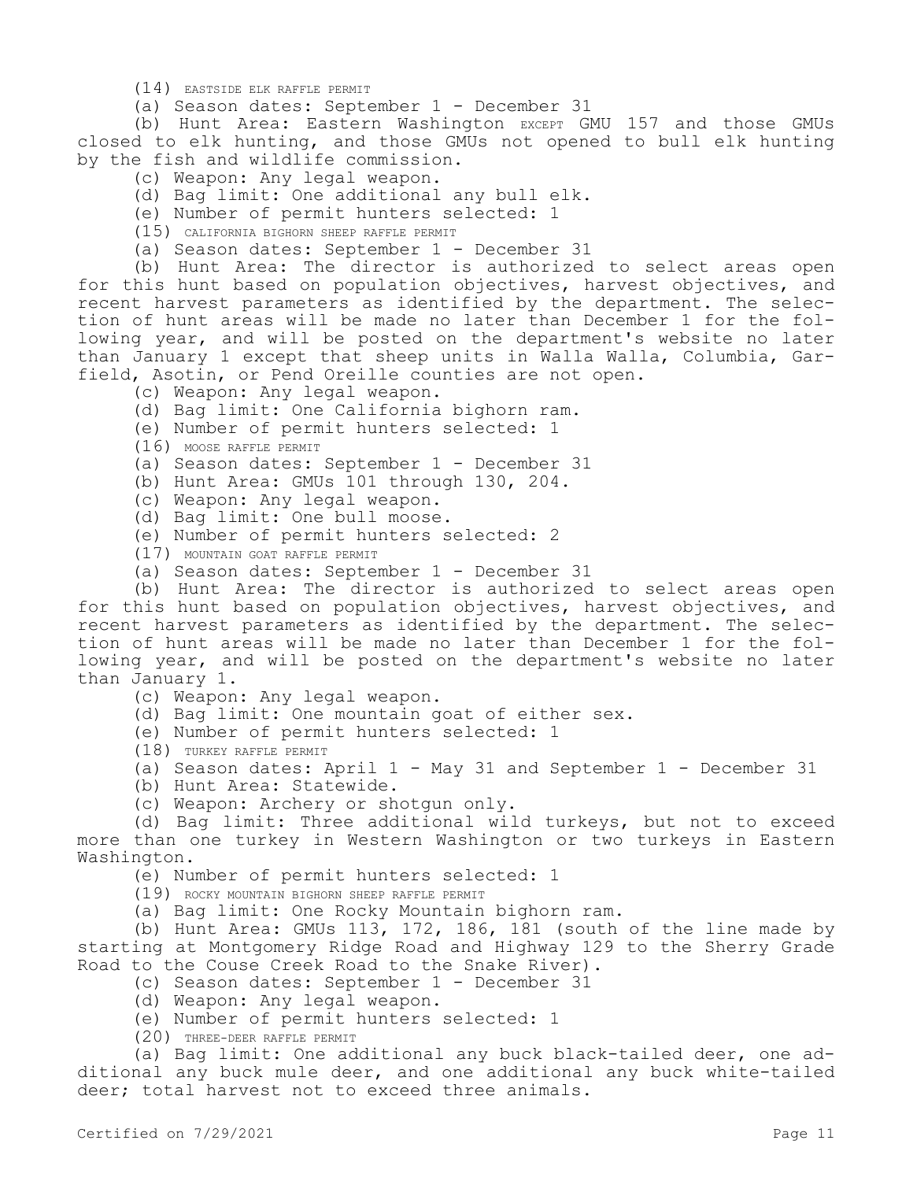(14) EASTSIDE ELK RAFFLE PERMIT

(a) Season dates: September 1 - December 31

(b) Hunt Area: Eastern Washington EXCEPT GMU 157 and those GMUs closed to elk hunting, and those GMUs not opened to bull elk hunting by the fish and wildlife commission.

(c) Weapon: Any legal weapon.

(d) Bag limit: One additional any bull elk.

(e) Number of permit hunters selected: 1

(15) CALIFORNIA BIGHORN SHEEP RAFFLE PERMIT

(a) Season dates: September 1 - December 31

(b) Hunt Area: The director is authorized to select areas open for this hunt based on population objectives, harvest objectives, and recent harvest parameters as identified by the department. The selection of hunt areas will be made no later than December 1 for the following year, and will be posted on the department's website no later than January 1 except that sheep units in Walla Walla, Columbia, Garfield, Asotin, or Pend Oreille counties are not open.

(c) Weapon: Any legal weapon.

(d) Bag limit: One California bighorn ram.

(e) Number of permit hunters selected: 1

(16) MOOSE RAFFLE PERMIT

(a) Season dates: September 1 - December 31

(b) Hunt Area: GMUs 101 through 130, 204.

(c) Weapon: Any legal weapon.

(d) Bag limit: One bull moose.

(e) Number of permit hunters selected: 2

(17) MOUNTAIN GOAT RAFFLE PERMIT

(a) Season dates: September 1 - December 31

(b) Hunt Area: The director is authorized to select areas open for this hunt based on population objectives, harvest objectives, and recent harvest parameters as identified by the department. The selection of hunt areas will be made no later than December 1 for the following year, and will be posted on the department's website no later than January 1.

(c) Weapon: Any legal weapon.

(d) Bag limit: One mountain goat of either sex.

(e) Number of permit hunters selected: 1

(18) TURKEY RAFFLE PERMIT

(a) Season dates: April 1 - May 31 and September 1 - December 31

(b) Hunt Area: Statewide.

(c) Weapon: Archery or shotgun only.

(d) Bag limit: Three additional wild turkeys, but not to exceed more than one turkey in Western Washington or two turkeys in Eastern Washington.

(e) Number of permit hunters selected: 1

(19) ROCKY MOUNTAIN BIGHORN SHEEP RAFFLE PERMIT

(a) Bag limit: One Rocky Mountain bighorn ram.

(b) Hunt Area: GMUs 113, 172, 186, 181 (south of the line made by starting at Montgomery Ridge Road and Highway 129 to the Sherry Grade Road to the Couse Creek Road to the Snake River).

(c) Season dates: September 1 - December 31

(d) Weapon: Any legal weapon.

(e) Number of permit hunters selected: 1

(20) THREE-DEER RAFFLE PERMIT

(a) Bag limit: One additional any buck black-tailed deer, one additional any buck mule deer, and one additional any buck white-tailed deer; total harvest not to exceed three animals.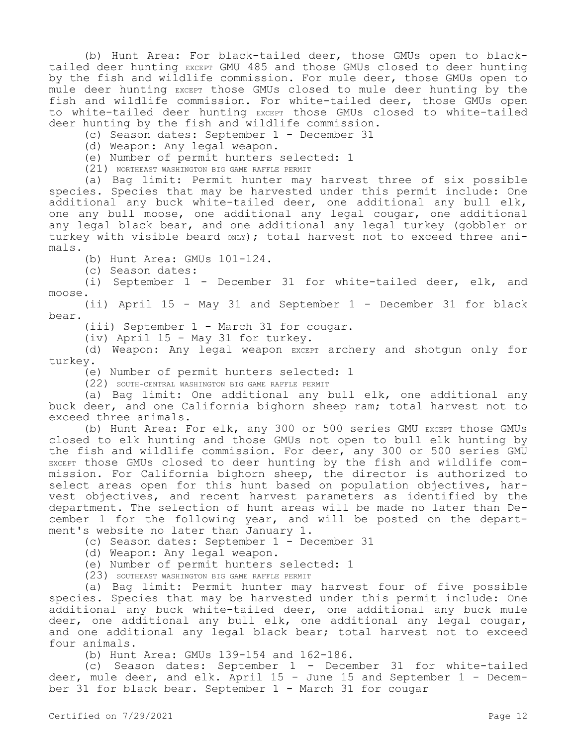(b) Hunt Area: For black-tailed deer, those GMUs open to black-tailed deer hunting EXCEPT GMU 485 and those GMUs closed to deer hunting by the fish and wildlife commission. For mule deer, those GMUs open to mule deer hunting EXCEPT those GMUs closed to mule deer hunting by the fish and wildlife commission. For white-tailed deer, those GMUs open to white-tailed deer hunting EXCEPT those GMUs closed to white-tailed deer hunting by the fish and wildlife commission.

(c) Season dates: September 1 - December 31

(d) Weapon: Any legal weapon.

(e) Number of permit hunters selected: 1

(21) NORTHEAST WASHINGTON BIG GAME RAFFLE PERMIT

(a) Bag limit: Permit hunter may harvest three of six possible species. Species that may be harvested under this permit include: One additional any buck white-tailed deer, one additional any bull elk, one any bull moose, one additional any legal cougar, one additional any legal black bear, and one additional any legal turkey (gobbler or turkey with visible beard ONLY); total harvest not to exceed three animals.

(b) Hunt Area: GMUs 101-124.

(c) Season dates:

(i) September 1 - December 31 for white-tailed deer, elk, and moose.

(ii) April 15 - May 31 and September 1 - December 31 for black bear.

(iii) September 1 - March 31 for cougar.

(iv) April 15 - May 31 for turkey.

(d) Weapon: Any legal weapon EXCEPT archery and shotgun only for turkey.

(e) Number of permit hunters selected: 1

(22) SOUTH-CENTRAL WASHINGTON BIG GAME RAFFLE PERMIT

(a) Bag limit: One additional any bull elk, one additional any buck deer, and one California bighorn sheep ram; total harvest not to exceed three animals.

(b) Hunt Area: For elk, any 300 or 500 series GMU EXCEPT those GMUs closed to elk hunting and those GMUs not open to bull elk hunting by the fish and wildlife commission. For deer, any 300 or 500 series GMU EXCEPT those GMUs closed to deer hunting by the fish and wildlife commission. For California bighorn sheep, the director is authorized to select areas open for this hunt based on population objectives, harvest objectives, and recent harvest parameters as identified by the department. The selection of hunt areas will be made no later than December 1 for the following year, and will be posted on the department's website no later than January 1.

(c) Season dates: September 1 - December 31

(d) Weapon: Any legal weapon.

(e) Number of permit hunters selected: 1

(23) SOUTHEAST WASHINGTON BIG GAME RAFFLE PERMIT

(a) Bag limit: Permit hunter may harvest four of five possible species. Species that may be harvested under this permit include: One additional any buck white-tailed deer, one additional any buck mule deer, one additional any bull elk, one additional any legal cougar, and one additional any legal black bear; total harvest not to exceed four animals.

(b) Hunt Area: GMUs 139-154 and 162-186.

(c) Season dates: September 1 - December 31 for white-tailed deer, mule deer, and elk. April 15 - June 15 and September 1 - December 31 for black bear. September 1 - March 31 for cougar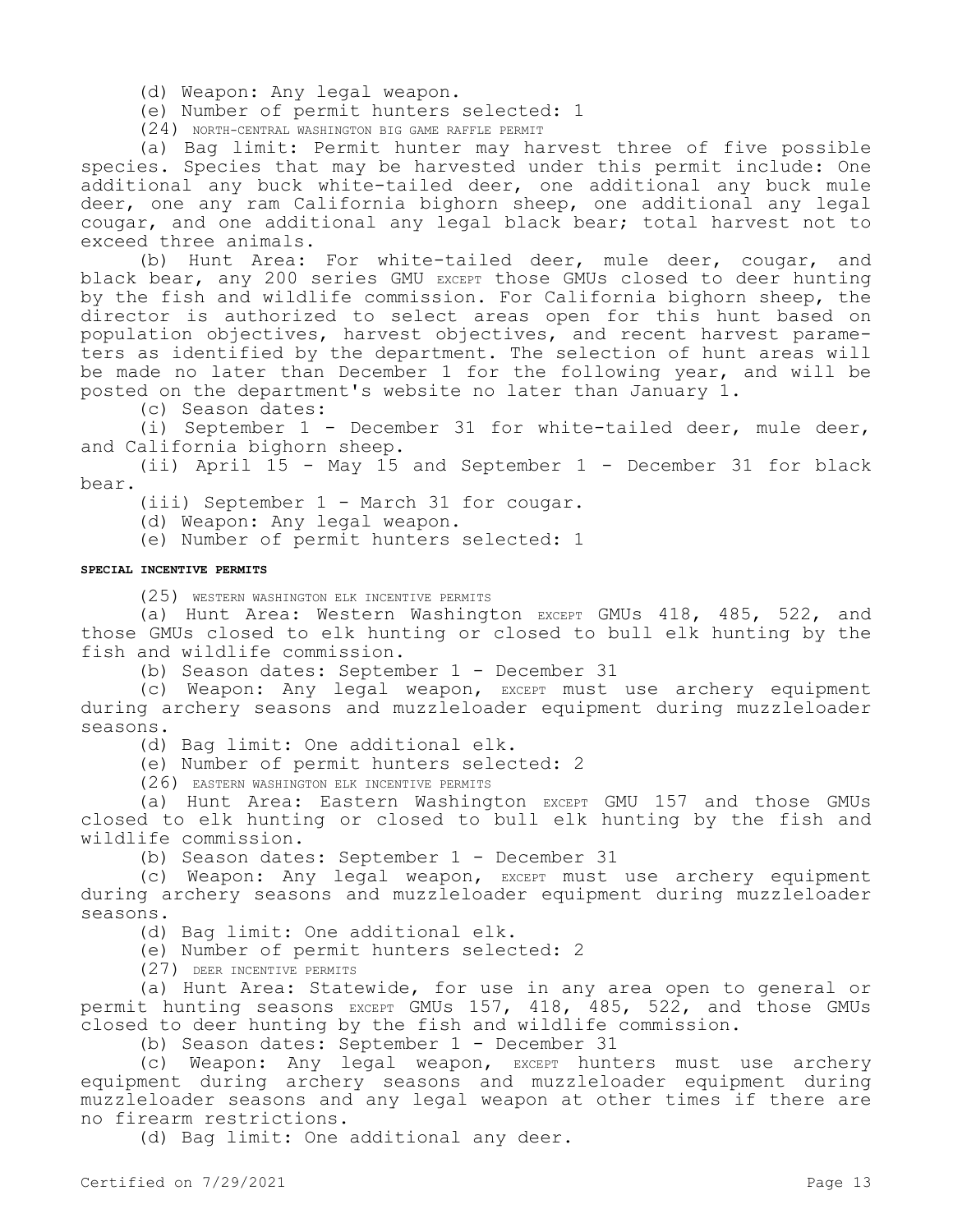(d) Weapon: Any legal weapon.

(e) Number of permit hunters selected: 1

(24) NORTH-CENTRAL WASHINGTON BIG GAME RAFFLE PERMIT

(a) Bag limit: Permit hunter may harvest three of five possible species. Species that may be harvested under this permit include: One additional any buck white-tailed deer, one additional any buck mule deer, one any ram California bighorn sheep, one additional any legal cougar, and one additional any legal black bear; total harvest not to exceed three animals.

(b) Hunt Area: For white-tailed deer, mule deer, cougar, and black bear, any 200 series GMU EXCEPT those GMUs closed to deer hunting by the fish and wildlife commission. For California bighorn sheep, the director is authorized to select areas open for this hunt based on population objectives, harvest objectives, and recent harvest parameters as identified by the department. The selection of hunt areas will be made no later than December 1 for the following year, and will be posted on the department's website no later than January 1.

(c) Season dates:

(i) September 1 - December 31 for white-tailed deer, mule deer, and California bighorn sheep.

(ii) April 15 - May 15 and September 1 - December 31 for black bear.

(iii) September 1 - March 31 for cougar.

(d) Weapon: Any legal weapon.

(e) Number of permit hunters selected: 1

**SPECIAL INCENTIVE PERMITS**

(25) WESTERN WASHINGTON ELK INCENTIVE PERMITS

(a) Hunt Area: Western Washington EXCEPT GMUs 418, 485, 522, and those GMUs closed to elk hunting or closed to bull elk hunting by the fish and wildlife commission.

(b) Season dates: September 1 - December 31

(c) Weapon: Any legal weapon, EXCEPT must use archery equipment during archery seasons and muzzleloader equipment during muzzleloader seasons.

(d) Bag limit: One additional elk.

(e) Number of permit hunters selected: 2

(26) EASTERN WASHINGTON ELK INCENTIVE PERMITS

(a) Hunt Area: Eastern Washington EXCEPT GMU 157 and those GMUs closed to elk hunting or closed to bull elk hunting by the fish and wildlife commission.

(b) Season dates: September 1 - December 31

(c) Weapon: Any legal weapon, EXCEPT must use archery equipment during archery seasons and muzzleloader equipment during muzzleloader seasons.

(d) Bag limit: One additional elk.

(e) Number of permit hunters selected: 2

(27) DEER INCENTIVE PERMITS

(a) Hunt Area: Statewide, for use in any area open to general or permit hunting seasons EXCEPT GMUs 157, 418, 485, 522, and those GMUs closed to deer hunting by the fish and wildlife commission.

(b) Season dates: September 1 - December 31

(c) Weapon: Any legal weapon, EXCEPT hunters must use archery equipment during archery seasons and muzzleloader equipment during muzzleloader seasons and any legal weapon at other times if there are no firearm restrictions.

(d) Bag limit: One additional any deer.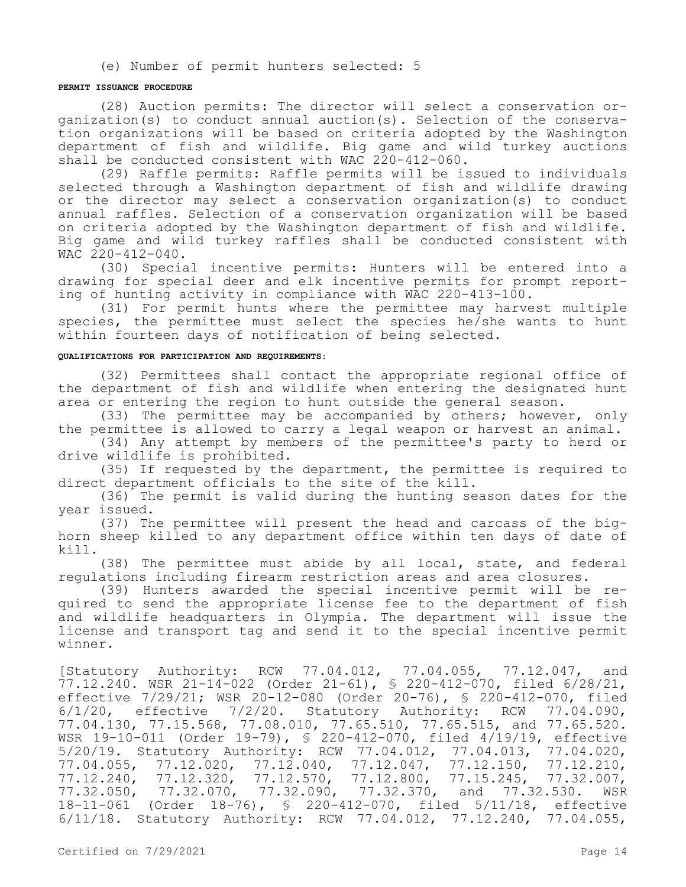(e) Number of permit hunters selected: 5

**PERMIT ISSUANCE PROCEDURE**

(28) Auction permits: The director will select a conservation organization(s) to conduct annual auction(s). Selection of the conservation organizations will be based on criteria adopted by the Washington department of fish and wildlife. Big game and wild turkey auctions shall be conducted consistent with WAC 220-412-060.

(29) Raffle permits: Raffle permits will be issued to individuals selected through a Washington department of fish and wildlife drawing or the director may select a conservation organization(s) to conduct annual raffles. Selection of a conservation organization will be based on criteria adopted by the Washington department of fish and wildlife. Big game and wild turkey raffles shall be conducted consistent with WAC 220-412-040.

(30) Special incentive permits: Hunters will be entered into a drawing for special deer and elk incentive permits for prompt reporting of hunting activity in compliance with WAC 220-413-100.

(31) For permit hunts where the permittee may harvest multiple species, the permittee must select the species he/she wants to hunt within fourteen days of notification of being selected.

**QUALIFICATIONS FOR PARTICIPATION AND REQUIREMENTS:**

(32) Permittees shall contact the appropriate regional office of the department of fish and wildlife when entering the designated hunt area or entering the region to hunt outside the general season.

(33) The permittee may be accompanied by others; however, only the permittee is allowed to carry a legal weapon or harvest an animal.

(34) Any attempt by members of the permittee's party to herd or drive wildlife is prohibited.

(35) If requested by the department, the permittee is required to direct department officials to the site of the kill.

(36) The permit is valid during the hunting season dates for the year issued.

(37) The permittee will present the head and carcass of the bighorn sheep killed to any department office within ten days of date of kill.

(38) The permittee must abide by all local, state, and federal regulations including firearm restriction areas and area closures.

(39) Hunters awarded the special incentive permit will be required to send the appropriate license fee to the department of fish and wildlife headquarters in Olympia. The department will issue the license and transport tag and send it to the special incentive permit winner.

[Statutory Authority: RCW 77.04.012, 77.04.055, 77.12.047, and 77.12.240. WSR 21-14-022 (Order 21-61), § 220-412-070, filed 6/28/21, effective 7/29/21; WSR 20-12-080 (Order 20-76), § 220-412-070, filed 6/1/20, effective 7/2/20. Statutory Authority: RCW 77.04.090, 77.04.130, 77.15.568, 77.08.010, 77.65.510, 77.65.515, and 77.65.520. WSR 19-10-011 (Order 19-79), § 220-412-070, filed 4/19/19, effective 5/20/19. Statutory Authority: RCW 77.04.012, 77.04.013, 77.04.020, 77.04.055, 77.12.020, 77.12.040, 77.12.047, 77.12.150, 77.12.210, 77.12.240, 77.12.320, 77.12.570, 77.12.800, 77.15.245, 77.32.007, 77.32.050, 77.32.070, 77.32.090, 77.32.370, and 77.32.530. WSR 18-11-061 (Order 18-76), § 220-412-070, filed 5/11/18, effective 6/11/18. Statutory Authority: RCW 77.04.012, 77.12.240, 77.04.055,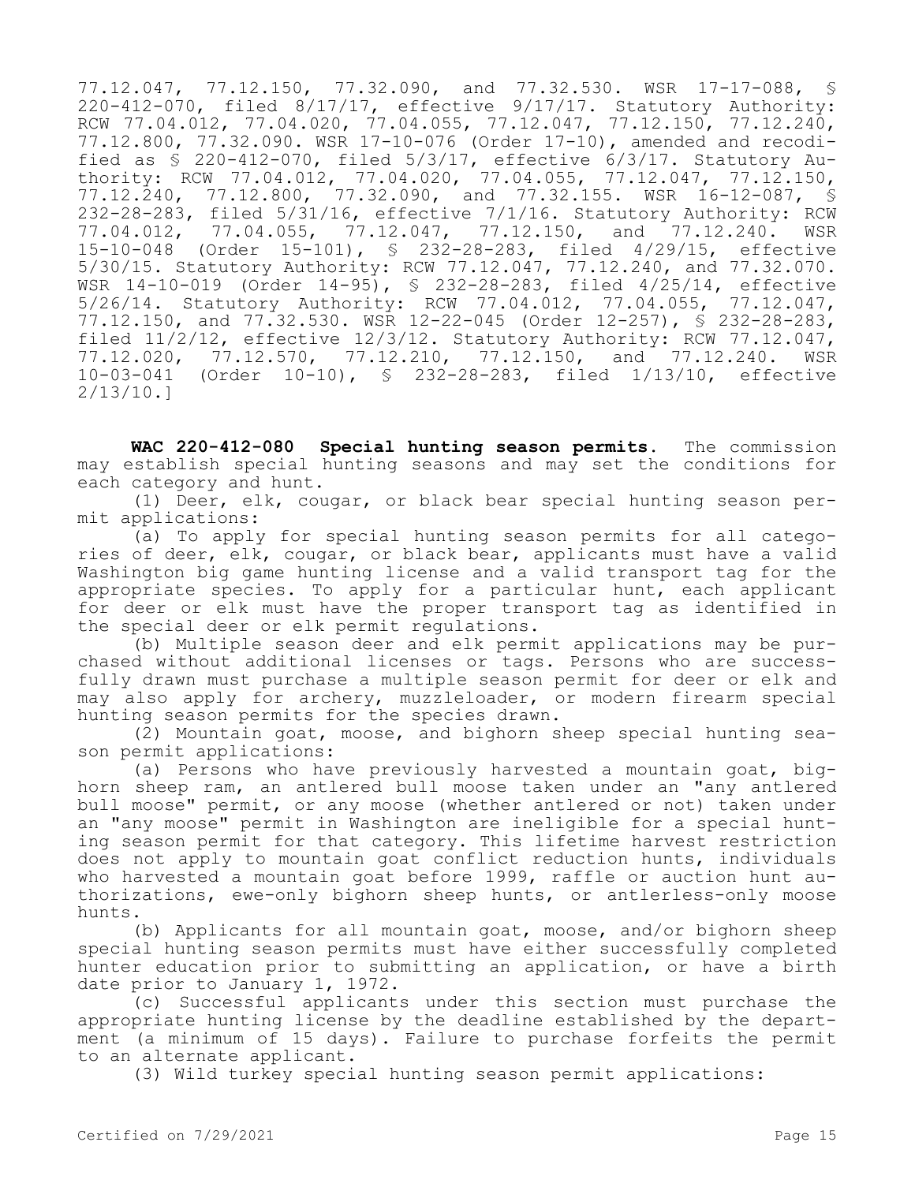77.12.047, 77.12.150, 77.32.090, and 77.32.530. WSR 17-17-088, § 220-412-070, filed 8/17/17, effective 9/17/17. Statutory Authority: RCW 77.04.012, 77.04.020, 77.04.055, 77.12.047, 77.12.150, 77.12.240, 77.12.800, 77.32.090. WSR 17-10-076 (Order 17-10), amended and recodified as § 220-412-070, filed 5/3/17, effective 6/3/17. Statutory Authority: RCW 77.04.012, 77.04.020, 77.04.055, 77.12.047, 77.12.150, 77.12.240, 77.12.800, 77.32.090, and 77.32.155. WSR 16-12-087, § 232-28-283, filed 5/31/16, effective 7/1/16. Statutory Authority: RCW 77.04.012, 77.04.055, 77.12.047, 77.12.150, and 77.12.240. WSR 15-10-048 (Order 15-101), § 232-28-283, filed 4/29/15, effective 5/30/15. Statutory Authority: RCW 77.12.047, 77.12.240, and 77.32.070. WSR 14-10-019 (Order 14-95), § 232-28-283, filed 4/25/14, effective 5/26/14. Statutory Authority: RCW 77.04.012, 77.04.055, 77.12.047, 77.12.150, and 77.32.530. WSR 12-22-045 (Order 12-257), § 232-28-283, filed 11/2/12, effective 12/3/12. Statutory Authority: RCW 77.12.047, 77.12.020, 77.12.570, 77.12.210, 77.12.150, and 77.12.240. WSR 10-03-041 (Order 10-10), § 232-28-283, filed 1/13/10, effective 2/13/10.]

**WAC 220-412-080 Special hunting season permits.** The commission may establish special hunting seasons and may set the conditions for each category and hunt.

(1) Deer, elk, cougar, or black bear special hunting season permit applications:

(a) To apply for special hunting season permits for all categories of deer, elk, cougar, or black bear, applicants must have a valid Washington big game hunting license and a valid transport tag for the appropriate species. To apply for a particular hunt, each applicant for deer or elk must have the proper transport tag as identified in the special deer or elk permit regulations.

(b) Multiple season deer and elk permit applications may be purchased without additional licenses or tags. Persons who are successfully drawn must purchase a multiple season permit for deer or elk and may also apply for archery, muzzleloader, or modern firearm special hunting season permits for the species drawn.

(2) Mountain goat, moose, and bighorn sheep special hunting season permit applications:

(a) Persons who have previously harvested a mountain goat, bighorn sheep ram, an antlered bull moose taken under an "any antlered bull moose" permit, or any moose (whether antlered or not) taken under an "any moose" permit in Washington are ineligible for a special hunting season permit for that category. This lifetime harvest restriction does not apply to mountain goat conflict reduction hunts, individuals who harvested a mountain goat before 1999, raffle or auction hunt authorizations, ewe-only bighorn sheep hunts, or antlerless-only moose hunts.

(b) Applicants for all mountain goat, moose, and/or bighorn sheep special hunting season permits must have either successfully completed hunter education prior to submitting an application, or have a birth date prior to January 1, 1972.

(c) Successful applicants under this section must purchase the appropriate hunting license by the deadline established by the department (a minimum of 15 days). Failure to purchase forfeits the permit to an alternate applicant.

(3) Wild turkey special hunting season permit applications: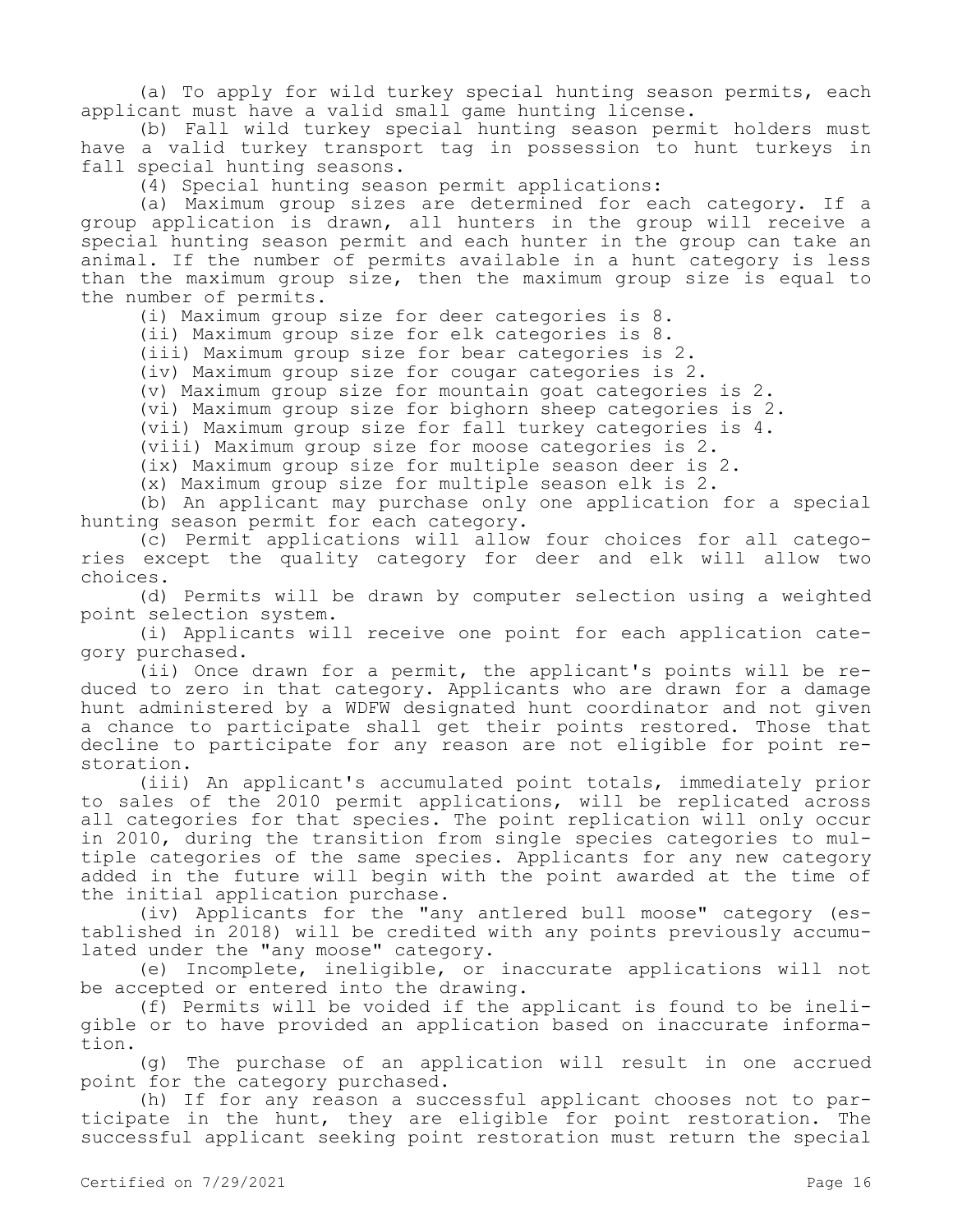(a) To apply for wild turkey special hunting season permits, each applicant must have a valid small game hunting license.

(b) Fall wild turkey special hunting season permit holders must have a valid turkey transport tag in possession to hunt turkeys in fall special hunting seasons.

(4) Special hunting season permit applications:

(a) Maximum group sizes are determined for each category. If a group application is drawn, all hunters in the group will receive a special hunting season permit and each hunter in the group can take an animal. If the number of permits available in a hunt category is less than the maximum group size, then the maximum group size is equal to the number of permits.

(i) Maximum group size for deer categories is 8.

(ii) Maximum group size for elk categories is 8.

(iii) Maximum group size for bear categories is 2.

(iv) Maximum group size for cougar categories is 2.

(v) Maximum group size for mountain goat categories is 2.

(vi) Maximum group size for bighorn sheep categories is 2.

(vii) Maximum group size for fall turkey categories is 4.

(viii) Maximum group size for moose categories is 2.

(ix) Maximum group size for multiple season deer is 2.

(x) Maximum group size for multiple season elk is 2.

(b) An applicant may purchase only one application for a special hunting season permit for each category.

(c) Permit applications will allow four choices for all categories except the quality category for deer and elk will allow two choices.

(d) Permits will be drawn by computer selection using a weighted point selection system.

(i) Applicants will receive one point for each application category purchased.

(ii) Once drawn for a permit, the applicant's points will be reduced to zero in that category. Applicants who are drawn for a damage hunt administered by a WDFW designated hunt coordinator and not given a chance to participate shall get their points restored. Those that decline to participate for any reason are not eligible for point restoration.

(iii) An applicant's accumulated point totals, immediately prior to sales of the 2010 permit applications, will be replicated across all categories for that species. The point replication will only occur in 2010, during the transition from single species categories to multiple categories of the same species. Applicants for any new category added in the future will begin with the point awarded at the time of the initial application purchase.

(iv) Applicants for the "any antlered bull moose" category (established in 2018) will be credited with any points previously accumulated under the "any moose" category.

(e) Incomplete, ineligible, or inaccurate applications will not be accepted or entered into the drawing.

(f) Permits will be voided if the applicant is found to be ineligible or to have provided an application based on inaccurate information.

(g) The purchase of an application will result in one accrued point for the category purchased.

(h) If for any reason a successful applicant chooses not to participate in the hunt, they are eligible for point restoration. The successful applicant seeking point restoration must return the special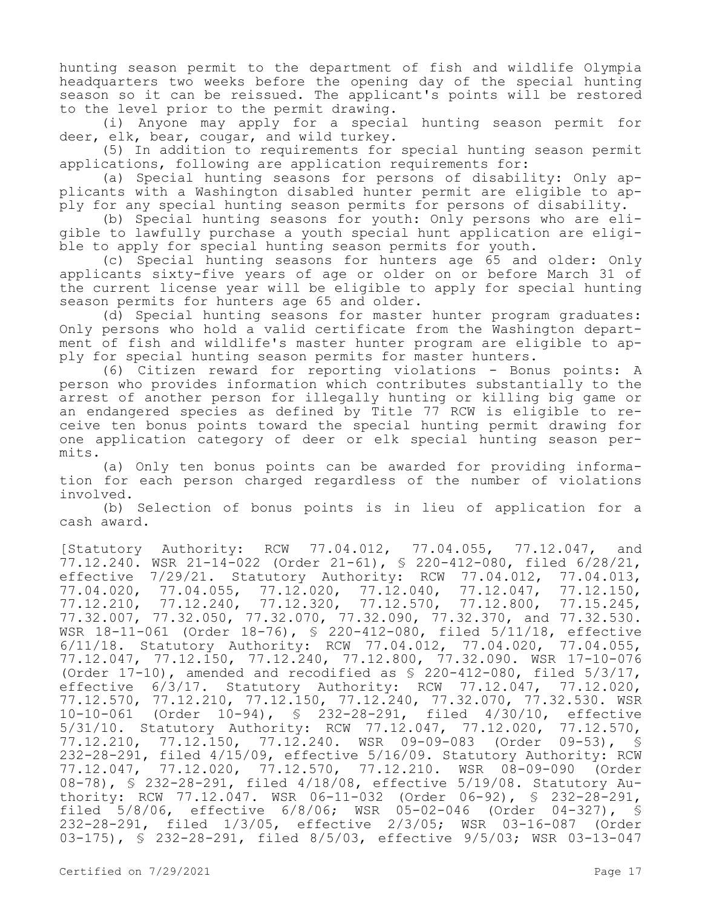hunting season permit to the department of fish and wildlife Olympia headquarters two weeks before the opening day of the special hunting season so it can be reissued. The applicant's points will be restored to the level prior to the permit drawing.

(i) Anyone may apply for a special hunting season permit for deer, elk, bear, cougar, and wild turkey.

(5) In addition to requirements for special hunting season permit applications, following are application requirements for:

(a) Special hunting seasons for persons of disability: Only applicants with a Washington disabled hunter permit are eligible to apply for any special hunting season permits for persons of disability.

(b) Special hunting seasons for youth: Only persons who are eligible to lawfully purchase a youth special hunt application are eligible to apply for special hunting season permits for youth.

(c) Special hunting seasons for hunters age 65 and older: Only applicants sixty-five years of age or older on or before March 31 of the current license year will be eligible to apply for special hunting season permits for hunters age 65 and older.

(d) Special hunting seasons for master hunter program graduates: Only persons who hold a valid certificate from the Washington department of fish and wildlife's master hunter program are eligible to apply for special hunting season permits for master hunters.

(6) Citizen reward for reporting violations - Bonus points: A person who provides information which contributes substantially to the arrest of another person for illegally hunting or killing big game or an endangered species as defined by Title 77 RCW is eligible to receive ten bonus points toward the special hunting permit drawing for one application category of deer or elk special hunting season permits.

(a) Only ten bonus points can be awarded for providing information for each person charged regardless of the number of violations involved.

(b) Selection of bonus points is in lieu of application for a cash award.

[Statutory Authority: RCW 77.04.012, 77.04.055, 77.12.047, and 77.12.240. WSR 21-14-022 (Order 21-61), § 220-412-080, filed 6/28/21, effective 7/29/21. Statutory Authority: RCW 77.04.012, 77.04.013, 77.04.020, 77.04.055, 77.12.020, 77.12.040, 77.12.047, 77.12.150, 77.12.210, 77.12.240, 77.12.320, 77.12.570, 77.12.800, 77.15.245, 77.32.007, 77.32.050, 77.32.070, 77.32.090, 77.32.370, and 77.32.530. WSR 18-11-061 (Order 18-76), § 220-412-080, filed 5/11/18, effective 6/11/18. Statutory Authority: RCW 77.04.012, 77.04.020, 77.04.055, 77.12.047, 77.12.150, 77.12.240, 77.12.800, 77.32.090. WSR 17-10-076 (Order 17-10), amended and recodified as § 220-412-080, filed 5/3/17, effective 6/3/17. Statutory Authority: RCW 77.12.047, 77.12.020, 77.12.570, 77.12.210, 77.12.150, 77.12.240, 77.32.070, 77.32.530. WSR 10-10-061 (Order 10-94), § 232-28-291, filed 4/30/10, effective 5/31/10. Statutory Authority: RCW 77.12.047, 77.12.020, 77.12.570, 77.12.210, 77.12.150, 77.12.240. WSR 09-09-083 (Order 09-53), § 232-28-291, filed 4/15/09, effective 5/16/09. Statutory Authority: RCW 77.12.047, 77.12.020, 77.12.570, 77.12.210. WSR 08-09-090 (Order 08-78), § 232-28-291, filed 4/18/08, effective 5/19/08. Statutory Authority: RCW 77.12.047. WSR 06-11-032 (Order 06-92), § 232-28-291, filed 5/8/06, effective 6/8/06; WSR 05-02-046 (Order 04-327), § 232-28-291, filed 1/3/05, effective 2/3/05; WSR 03-16-087 (Order 03-175), § 232-28-291, filed 8/5/03, effective 9/5/03; WSR 03-13-047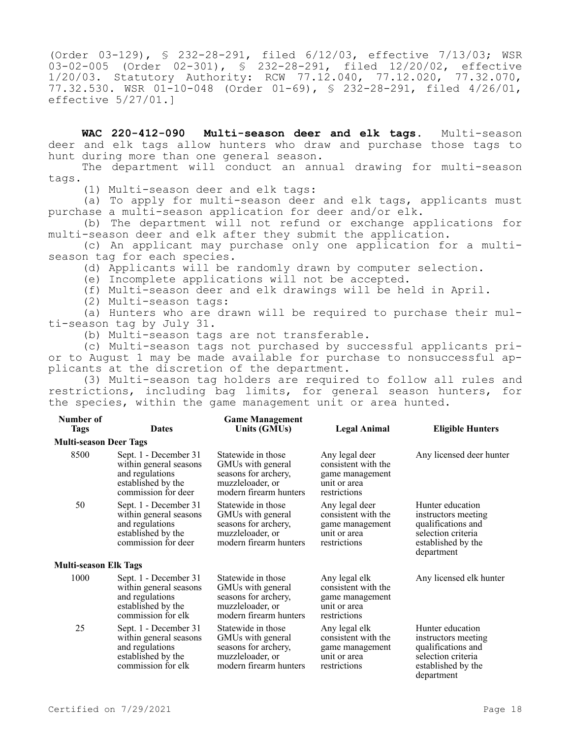(Order 03-129), § 232-28-291, filed 6/12/03, effective 7/13/03; WSR 03-02-005 (Order 02-301), § 232-28-291, filed 12/20/02, effective 1/20/03. Statutory Authority: RCW 77.12.040, 77.12.020, 77.32.070, 77.32.530. WSR 01-10-048 (Order 01-69), § 232-28-291, filed 4/26/01, effective 5/27/01.]

**WAC 220-412-090 Multi-season deer and elk tags.** Multi-season deer and elk tags allow hunters who draw and purchase those tags to hunt during more than one general season.

The department will conduct an annual drawing for multi-season tags.

(1) Multi-season deer and elk tags:

(a) To apply for multi-season deer and elk tags, applicants must purchase a multi-season application for deer and/or elk.

(b) The department will not refund or exchange applications for multi-season deer and elk after they submit the application.

(c) An applicant may purchase only one application for a multi-season tag for each species.

(d) Applicants will be randomly drawn by computer selection.

(e) Incomplete applications will not be accepted.

(f) Multi-season deer and elk drawings will be held in April.

(2) Multi-season tags:

(a) Hunters who are drawn will be required to purchase their multi-season tag by July 31.

(b) Multi-season tags are not transferable.

(c) Multi-season tags not purchased by successful applicants prior to August 1 may be made available for purchase to nonsuccessful applicants at the discretion of the department.

(3) Multi-season tag holders are required to follow all rules and restrictions, including bag limits, for general season hunters, for the species, within the game management unit or area hunted.

| Number of Tags | Dates | Game Management Units (GMUs) | Legal Animal | Eligible Hunters |
|---|---|---|---|---|
| **Multi-season Deer Tags** | | | | |
| 8500 | Sept. 1 - December 31 within general seasons and regulations established by the commission for deer | Statewide in those GMUs with general seasons for archery, muzzleloader, or modern firearm hunters | Any legal deer consistent with the game management unit or area restrictions | Any licensed deer hunter |
| 50 | Sept. 1 - December 31 within general seasons and regulations established by the commission for deer | Statewide in those GMUs with general seasons for archery, muzzleloader, or modern firearm hunters | Any legal deer consistent with the game management unit or area restrictions | Hunter education instructors meeting qualifications and selection criteria established by the department |
| **Multi-season Elk Tags** | | | | |
| 1000 | Sept. 1 - December 31 within general seasons and regulations established by the commission for elk | Statewide in those GMUs with general seasons for archery, muzzleloader, or modern firearm hunters | Any legal elk consistent with the game management unit or area restrictions | Any licensed elk hunter |
| 25 | Sept. 1 - December 31 within general seasons and regulations established by the commission for elk | Statewide in those GMUs with general seasons for archery, muzzleloader, or modern firearm hunters | Any legal elk consistent with the game management unit or area restrictions | Hunter education instructors meeting qualifications and selection criteria established by the department |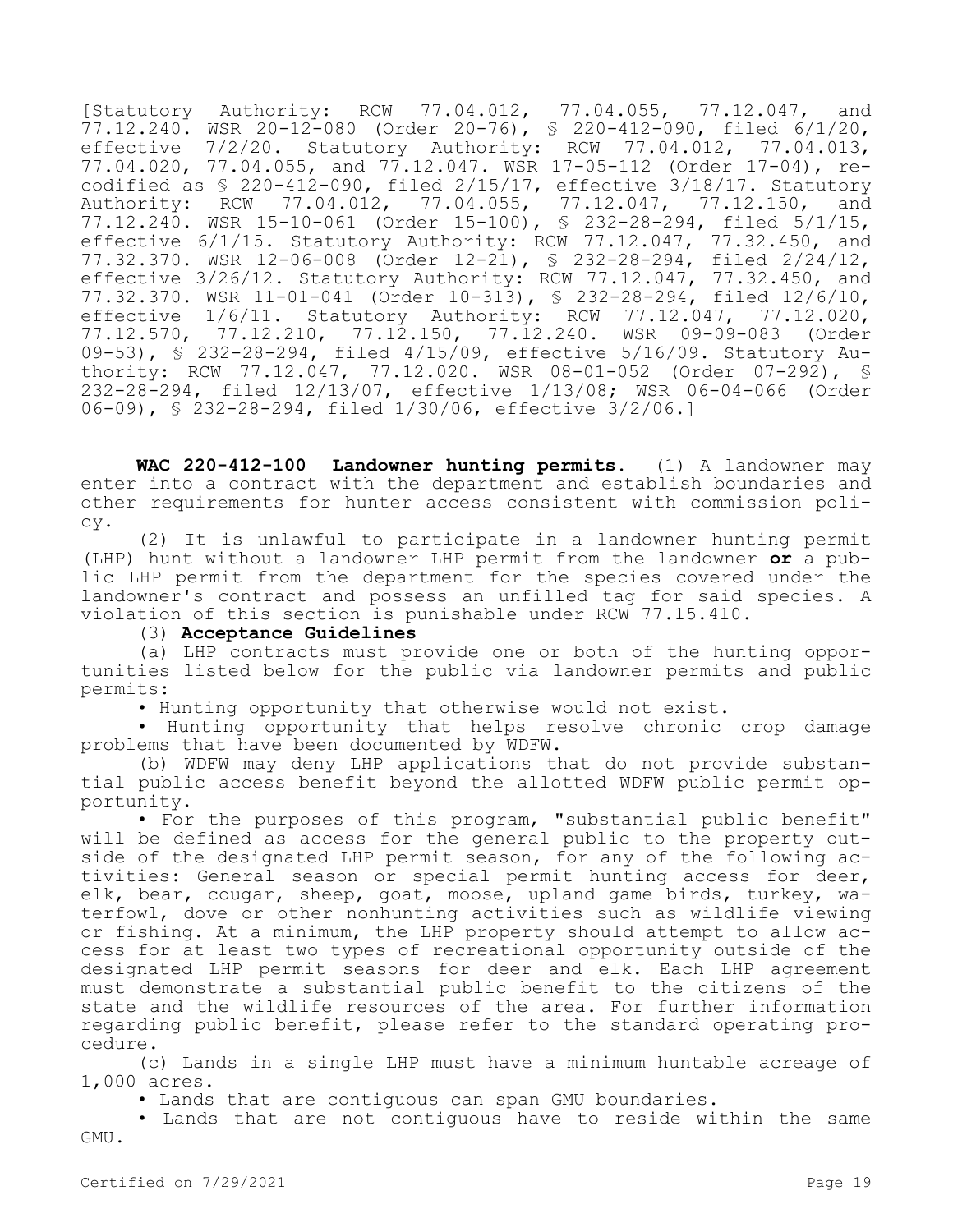[Statutory Authority: RCW 77.04.012, 77.04.055, 77.12.047, and 77.12.240. WSR 20-12-080 (Order 20-76), § 220-412-090, filed 6/1/20, effective 7/2/20. Statutory Authority: RCW 77.04.012, 77.04.013, 77.04.020, 77.04.055, and 77.12.047. WSR 17-05-112 (Order 17-04), recodified as § 220-412-090, filed 2/15/17, effective 3/18/17. Statutory Authority: RCW 77.04.012, 77.04.055, 77.12.047, 77.12.150, and 77.12.240. WSR 15-10-061 (Order 15-100), § 232-28-294, filed 5/1/15, effective 6/1/15. Statutory Authority: RCW 77.12.047, 77.32.450, and 77.32.370. WSR 12-06-008 (Order 12-21), § 232-28-294, filed 2/24/12, effective 3/26/12. Statutory Authority: RCW 77.12.047, 77.32.450, and 77.32.370. WSR 11-01-041 (Order 10-313), § 232-28-294, filed 12/6/10, effective 1/6/11. Statutory Authority: RCW 77.12.047, 77.12.020, 77.12.570, 77.12.210, 77.12.150, 77.12.240. WSR 09-09-083 (Order 09-53), § 232-28-294, filed 4/15/09, effective 5/16/09. Statutory Authority: RCW 77.12.047, 77.12.020. WSR 08-01-052 (Order 07-292), § 232-28-294, filed 12/13/07, effective 1/13/08; WSR 06-04-066 (Order 06-09), § 232-28-294, filed 1/30/06, effective 3/2/06.]

**WAC 220-412-100 Landowner hunting permits.** (1) A landowner may enter into a contract with the department and establish boundaries and other requirements for hunter access consistent with commission policy.

(2) It is unlawful to participate in a landowner hunting permit (LHP) hunt without a landowner LHP permit from the landowner **or** a public LHP permit from the department for the species covered under the landowner's contract and possess an unfilled tag for said species. A violation of this section is punishable under RCW 77.15.410.

(3) **Acceptance Guidelines**

(a) LHP contracts must provide one or both of the hunting opportunities listed below for the public via landowner permits and public permits:

• Hunting opportunity that otherwise would not exist.

• Hunting opportunity that helps resolve chronic crop damage problems that have been documented by WDFW.

(b) WDFW may deny LHP applications that do not provide substantial public access benefit beyond the allotted WDFW public permit opportunity.

• For the purposes of this program, "substantial public benefit" will be defined as access for the general public to the property outside of the designated LHP permit season, for any of the following activities: General season or special permit hunting access for deer, elk, bear, cougar, sheep, goat, moose, upland game birds, turkey, waterfowl, dove or other nonhunting activities such as wildlife viewing or fishing. At a minimum, the LHP property should attempt to allow access for at least two types of recreational opportunity outside of the designated LHP permit seasons for deer and elk. Each LHP agreement must demonstrate a substantial public benefit to the citizens of the state and the wildlife resources of the area. For further information regarding public benefit, please refer to the standard operating procedure.

(c) Lands in a single LHP must have a minimum huntable acreage of 1,000 acres.

• Lands that are contiguous can span GMU boundaries.

• Lands that are not contiguous have to reside within the same GMU.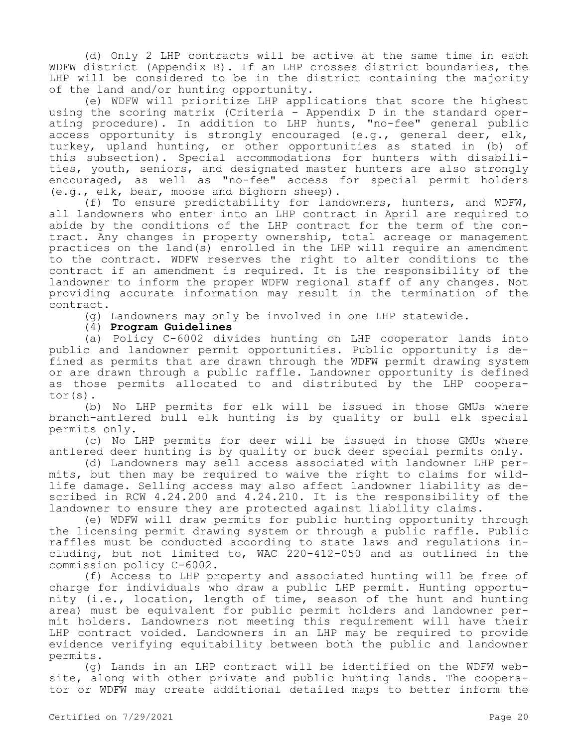(d) Only 2 LHP contracts will be active at the same time in each WDFW district (Appendix B). If an LHP crosses district boundaries, the LHP will be considered to be in the district containing the majority of the land and/or hunting opportunity.

(e) WDFW will prioritize LHP applications that score the highest using the scoring matrix (Criteria - Appendix D in the standard operating procedure). In addition to LHP hunts, "no-fee" general public access opportunity is strongly encouraged (e.g., general deer, elk, turkey, upland hunting, or other opportunities as stated in (b) of this subsection). Special accommodations for hunters with disabilities, youth, seniors, and designated master hunters are also strongly encouraged, as well as "no-fee" access for special permit holders (e.g., elk, bear, moose and bighorn sheep).

(f) To ensure predictability for landowners, hunters, and WDFW, all landowners who enter into an LHP contract in April are required to abide by the conditions of the LHP contract for the term of the contract. Any changes in property ownership, total acreage or management practices on the land(s) enrolled in the LHP will require an amendment to the contract. WDFW reserves the right to alter conditions to the contract if an amendment is required. It is the responsibility of the landowner to inform the proper WDFW regional staff of any changes. Not providing accurate information may result in the termination of the contract.

(g) Landowners may only be involved in one LHP statewide.

(4) **Program Guidelines**

(a) Policy C-6002 divides hunting on LHP cooperator lands into public and landowner permit opportunities. Public opportunity is defined as permits that are drawn through the WDFW permit drawing system or are drawn through a public raffle. Landowner opportunity is defined as those permits allocated to and distributed by the LHP cooperator(s).

(b) No LHP permits for elk will be issued in those GMUs where branch-antlered bull elk hunting is by quality or bull elk special permits only.

(c) No LHP permits for deer will be issued in those GMUs where antlered deer hunting is by quality or buck deer special permits only.

(d) Landowners may sell access associated with landowner LHP permits, but then may be required to waive the right to claims for wildlife damage. Selling access may also affect landowner liability as described in RCW 4.24.200 and 4.24.210. It is the responsibility of the landowner to ensure they are protected against liability claims.

(e) WDFW will draw permits for public hunting opportunity through the licensing permit drawing system or through a public raffle. Public raffles must be conducted according to state laws and regulations including, but not limited to, WAC 220-412-050 and as outlined in the commission policy C-6002.

(f) Access to LHP property and associated hunting will be free of charge for individuals who draw a public LHP permit. Hunting opportunity (i.e., location, length of time, season of the hunt and hunting area) must be equivalent for public permit holders and landowner permit holders. Landowners not meeting this requirement will have their LHP contract voided. Landowners in an LHP may be required to provide evidence verifying equitability between both the public and landowner permits.

(g) Lands in an LHP contract will be identified on the WDFW website, along with other private and public hunting lands. The cooperator or WDFW may create additional detailed maps to better inform the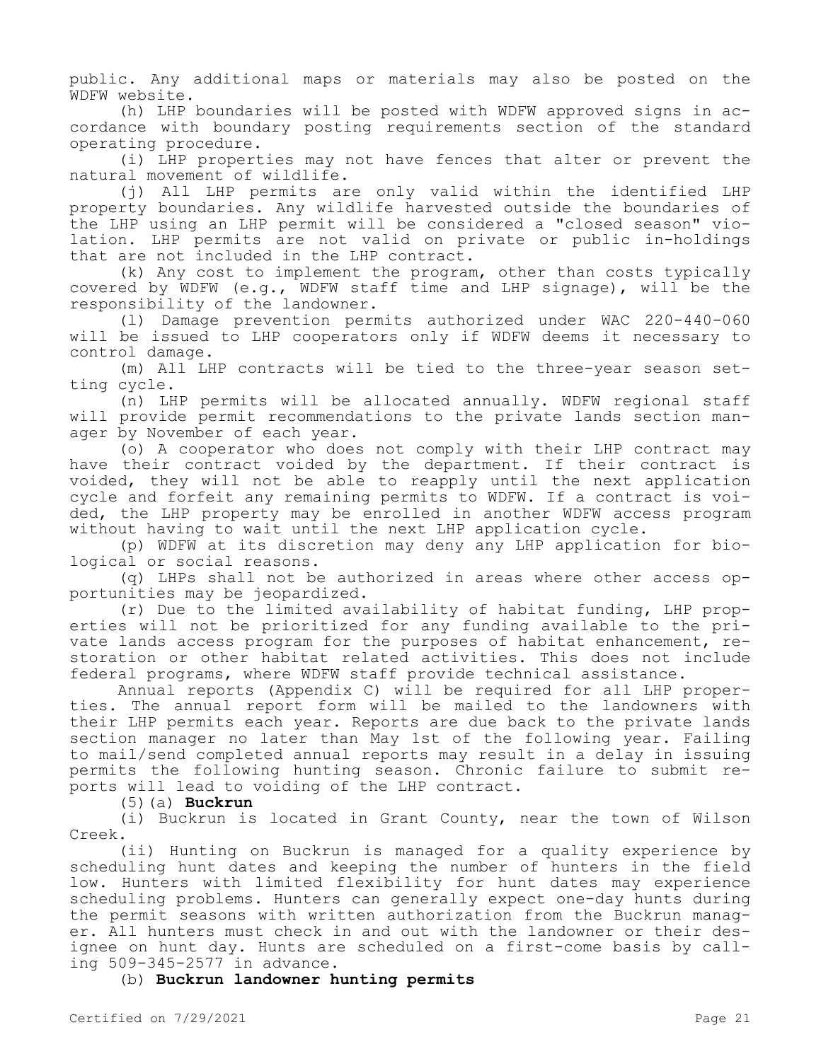public. Any additional maps or materials may also be posted on the WDFW website.

(h) LHP boundaries will be posted with WDFW approved signs in accordance with boundary posting requirements section of the standard operating procedure.

(i) LHP properties may not have fences that alter or prevent the natural movement of wildlife.

(j) All LHP permits are only valid within the identified LHP property boundaries. Any wildlife harvested outside the boundaries of the LHP using an LHP permit will be considered a "closed season" violation. LHP permits are not valid on private or public in-holdings that are not included in the LHP contract.

(k) Any cost to implement the program, other than costs typically covered by WDFW (e.g., WDFW staff time and LHP signage), will be the responsibility of the landowner.

(l) Damage prevention permits authorized under WAC 220-440-060 will be issued to LHP cooperators only if WDFW deems it necessary to control damage.

(m) All LHP contracts will be tied to the three-year season setting cycle.

(n) LHP permits will be allocated annually. WDFW regional staff will provide permit recommendations to the private lands section manager by November of each year.

(o) A cooperator who does not comply with their LHP contract may have their contract voided by the department. If their contract is voided, they will not be able to reapply until the next application cycle and forfeit any remaining permits to WDFW. If a contract is voided, the LHP property may be enrolled in another WDFW access program without having to wait until the next LHP application cycle.

(p) WDFW at its discretion may deny any LHP application for biological or social reasons.

(q) LHPs shall not be authorized in areas where other access opportunities may be jeopardized.

(r) Due to the limited availability of habitat funding, LHP properties will not be prioritized for any funding available to the private lands access program for the purposes of habitat enhancement, restoration or other habitat related activities. This does not include federal programs, where WDFW staff provide technical assistance.

Annual reports (Appendix C) will be required for all LHP properties. The annual report form will be mailed to the landowners with their LHP permits each year. Reports are due back to the private lands section manager no later than May 1st of the following year. Failing to mail/send completed annual reports may result in a delay in issuing permits the following hunting season. Chronic failure to submit reports will lead to voiding of the LHP contract.

(5)(a) **Buckrun**

(i) Buckrun is located in Grant County, near the town of Wilson Creek.

(ii) Hunting on Buckrun is managed for a quality experience by scheduling hunt dates and keeping the number of hunters in the field low. Hunters with limited flexibility for hunt dates may experience scheduling problems. Hunters can generally expect one-day hunts during the permit seasons with written authorization from the Buckrun manager. All hunters must check in and out with the landowner or their designee on hunt day. Hunts are scheduled on a first-come basis by calling 509-345-2577 in advance.

(b) **Buckrun landowner hunting permits**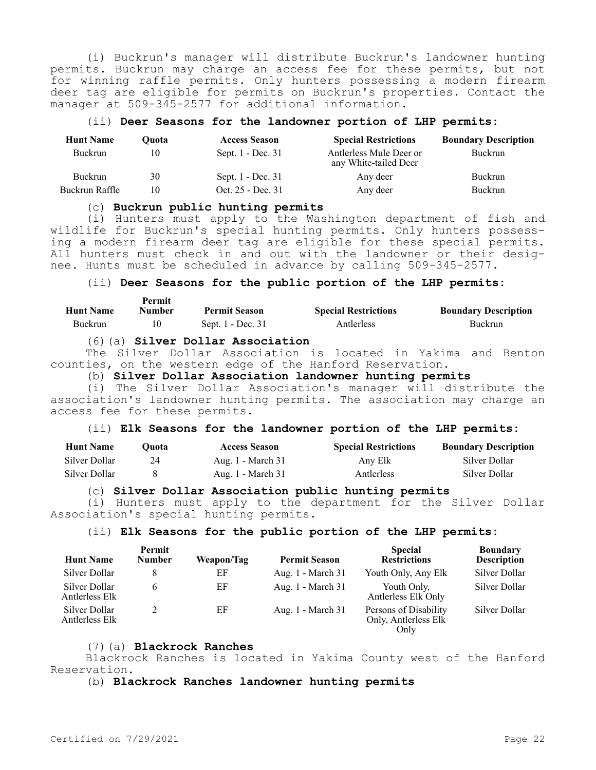(i) Buckrun's manager will distribute Buckrun's landowner hunting permits. Buckrun may charge an access fee for these permits, but not for winning raffle permits. Only hunters possessing a modern firearm deer tag are eligible for permits on Buckrun's properties. Contact the manager at 509-345-2577 for additional information.

(ii) **Deer Seasons for the landowner portion of LHP permits:**

| Hunt Name | Quota | Access Season | Special Restrictions | Boundary Description |
|---|---|---|---|---|
| Buckrun | 10 | Sept. 1 - Dec. 31 | Antlerless Mule Deer or any White-tailed Deer | Buckrun |
| Buckrun | 30 | Sept. 1 - Dec. 31 | Any deer | Buckrun |
| Buckrun Raffle | 10 | Oct. 25 - Dec. 31 | Any deer | Buckrun |

(c) **Buckrun public hunting permits**

(i) Hunters must apply to the Washington department of fish and wildlife for Buckrun's special hunting permits. Only hunters possessing a modern firearm deer tag are eligible for these special permits. All hunters must check in and out with the landowner or their designee. Hunts must be scheduled in advance by calling 509-345-2577.

(ii) **Deer Seasons for the public portion of the LHP permits:**

| Hunt Name | Permit Number | Permit Season | Special Restrictions | Boundary Description |
|---|---|---|---|---|
| Buckrun | 10 | Sept. 1 - Dec. 31 | Antlerless | Buckrun |

(6)(a) **Silver Dollar Association**

The Silver Dollar Association is located in Yakima and Benton counties, on the western edge of the Hanford Reservation.

(b) **Silver Dollar Association landowner hunting permits**

(i) The Silver Dollar Association's manager will distribute the association's landowner hunting permits. The association may charge an access fee for these permits.

(ii) **Elk Seasons for the landowner portion of the LHP permits:**

| Hunt Name | Quota | Access Season | Special Restrictions | Boundary Description |
|---|---|---|---|---|
| Silver Dollar | 24 | Aug. 1 - March 31 | Any Elk | Silver Dollar |
| Silver Dollar | 8 | Aug. 1 - March 31 | Antlerless | Silver Dollar |

(c) **Silver Dollar Association public hunting permits**

(i) Hunters must apply to the department for the Silver Dollar Association's special hunting permits.

(ii) **Elk Seasons for the public portion of the LHP permits:**

| Hunt Name | Permit Number | Weapon/Tag | Permit Season | Special Restrictions | Boundary Description |
|---|---|---|---|---|---|
| Silver Dollar | 8 | EF | Aug. 1 - March 31 | Youth Only, Any Elk | Silver Dollar |
| Silver Dollar Antlerless Elk | 6 | EF | Aug. 1 - March 31 | Youth Only, Antlerless Elk Only | Silver Dollar |
| Silver Dollar Antlerless Elk | 2 | EF | Aug. 1 - March 31 | Persons of Disability Only, Antlerless Elk Only | Silver Dollar |

(7)(a) **Blackrock Ranches**

Blackrock Ranches is located in Yakima County west of the Hanford Reservation.

(b) **Blackrock Ranches landowner hunting permits**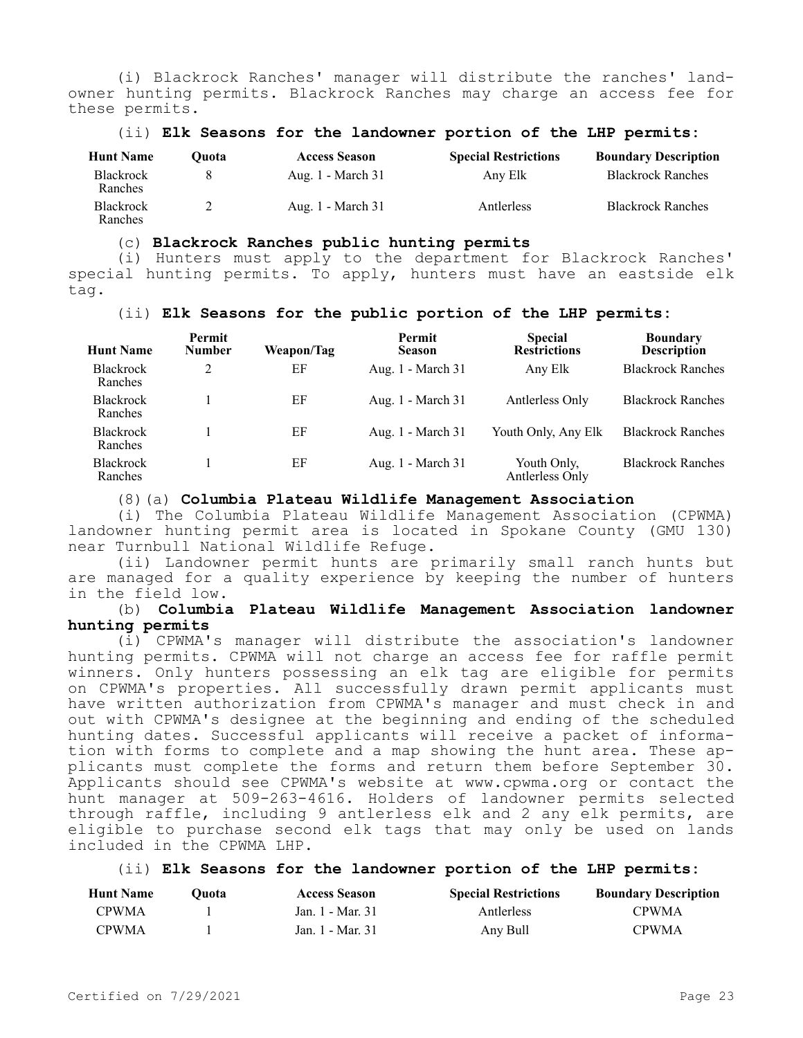(i) Blackrock Ranches' manager will distribute the ranches' landowner hunting permits. Blackrock Ranches may charge an access fee for these permits.

(ii) **Elk Seasons for the landowner portion of the LHP permits:**

| Hunt Name | Quota | Access Season | Special Restrictions | Boundary Description |
|---|---|---|---|---|
| Blackrock Ranches | 8 | Aug. 1 - March 31 | Any Elk | Blackrock Ranches |
| Blackrock Ranches | 2 | Aug. 1 - March 31 | Antlerless | Blackrock Ranches |

(c) **Blackrock Ranches public hunting permits**

(i) Hunters must apply to the department for Blackrock Ranches' special hunting permits. To apply, hunters must have an eastside elk tag.

(ii) **Elk Seasons for the public portion of the LHP permits:**

| Hunt Name | Permit Number | Weapon/Tag | Permit Season | Special Restrictions | Boundary Description |
|---|---|---|---|---|---|
| Blackrock Ranches | 2 | EF | Aug. 1 - March 31 | Any Elk | Blackrock Ranches |
| Blackrock Ranches | 1 | EF | Aug. 1 - March 31 | Antlerless Only | Blackrock Ranches |
| Blackrock Ranches | 1 | EF | Aug. 1 - March 31 | Youth Only, Any Elk | Blackrock Ranches |
| Blackrock Ranches | 1 | EF | Aug. 1 - March 31 | Youth Only, Antlerless Only | Blackrock Ranches |

(8)(a) **Columbia Plateau Wildlife Management Association**

(i) The Columbia Plateau Wildlife Management Association (CPWMA) landowner hunting permit area is located in Spokane County (GMU 130) near Turnbull National Wildlife Refuge.

(ii) Landowner permit hunts are primarily small ranch hunts but are managed for a quality experience by keeping the number of hunters in the field low.

(b) **Columbia Plateau Wildlife Management Association landowner hunting permits**

(i) CPWMA's manager will distribute the association's landowner hunting permits. CPWMA will not charge an access fee for raffle permit winners. Only hunters possessing an elk tag are eligible for permits on CPWMA's properties. All successfully drawn permit applicants must have written authorization from CPWMA's manager and must check in and out with CPWMA's designee at the beginning and ending of the scheduled hunting dates. Successful applicants will receive a packet of information with forms to complete and a map showing the hunt area. These applicants must complete the forms and return them before September 30. Applicants should see CPWMA's website at www.cpwma.org or contact the hunt manager at 509-263-4616. Holders of landowner permits selected through raffle, including 9 antlerless elk and 2 any elk permits, are eligible to purchase second elk tags that may only be used on lands included in the CPWMA LHP.

(ii) **Elk Seasons for the landowner portion of the LHP permits:**

| Hunt Name | Quota | Access Season | Special Restrictions | Boundary Description |
|---|---|---|---|---|
| CPWMA | 1 | Jan. 1 - Mar. 31 | Antlerless | CPWMA |
| CPWMA | 1 | Jan. 1 - Mar. 31 | Any Bull | CPWMA |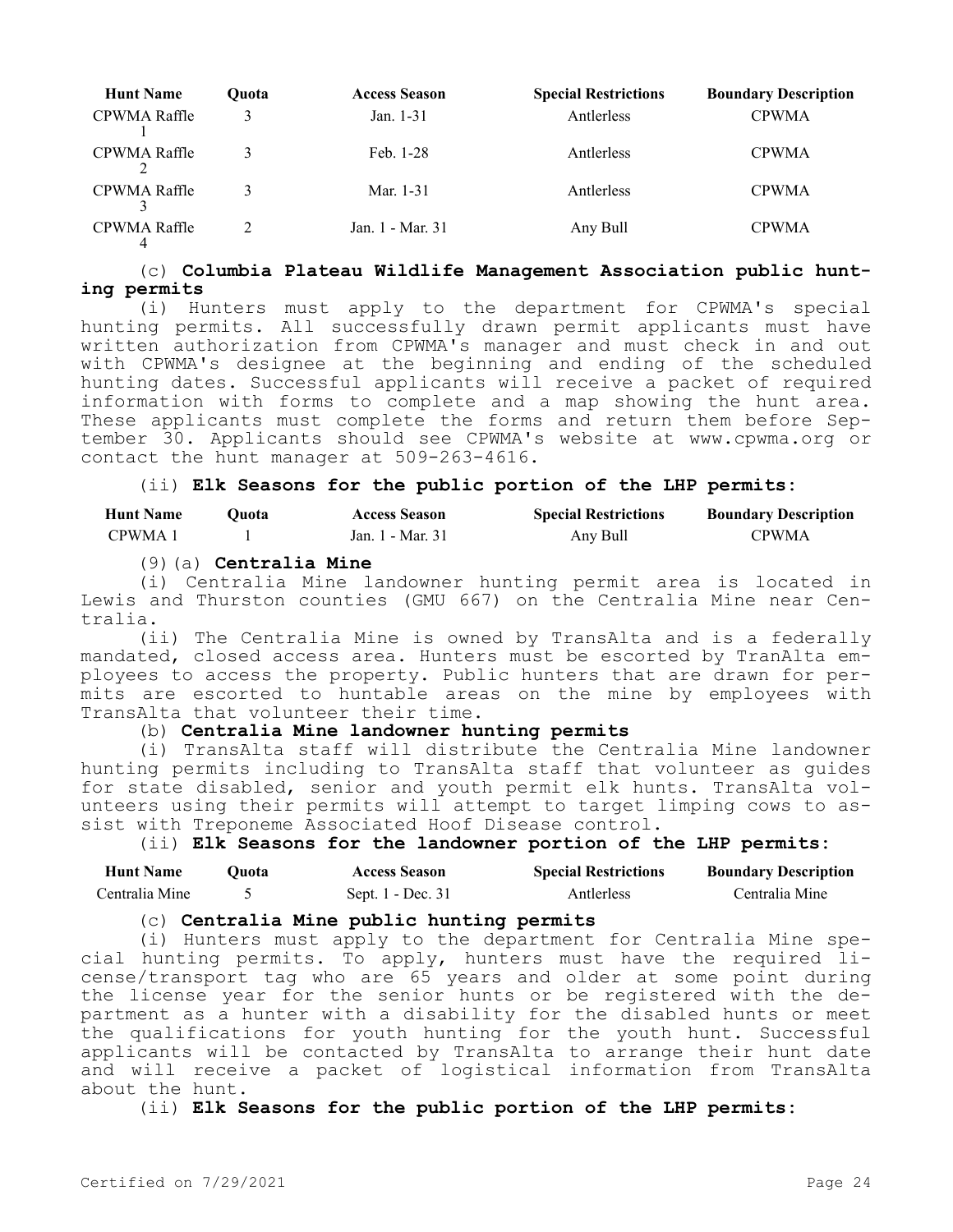| Hunt Name | Quota | Access Season | Special Restrictions | Boundary Description |
|---|---|---|---|---|
| CPWMA Raffle 1 | 3 | Jan. 1-31 | Antlerless | CPWMA |
| CPWMA Raffle 2 | 3 | Feb. 1-28 | Antlerless | CPWMA |
| CPWMA Raffle 3 | 3 | Mar. 1-31 | Antlerless | CPWMA |
| CPWMA Raffle 4 | 2 | Jan. 1 - Mar. 31 | Any Bull | CPWMA |

(c) **Columbia Plateau Wildlife Management Association public hunting permits**

(i) Hunters must apply to the department for CPWMA's special hunting permits. All successfully drawn permit applicants must have written authorization from CPWMA's manager and must check in and out with CPWMA's designee at the beginning and ending of the scheduled hunting dates. Successful applicants will receive a packet of required information with forms to complete and a map showing the hunt area. These applicants must complete the forms and return them before September 30. Applicants should see CPWMA's website at www.cpwma.org or contact the hunt manager at 509-263-4616.

(ii) **Elk Seasons for the public portion of the LHP permits:**

| Hunt Name | Quota | Access Season | Special Restrictions | Boundary Description |
|---|---|---|---|---|
| CPWMA 1 | 1 | Jan. 1 - Mar. 31 | Any Bull | CPWMA |

(9)(a) **Centralia Mine**

(i) Centralia Mine landowner hunting permit area is located in Lewis and Thurston counties (GMU 667) on the Centralia Mine near Centralia.

(ii) The Centralia Mine is owned by TransAlta and is a federally mandated, closed access area. Hunters must be escorted by TranAlta employees to access the property. Public hunters that are drawn for permits are escorted to huntable areas on the mine by employees with TransAlta that volunteer their time.

(b) **Centralia Mine landowner hunting permits**

(i) TransAlta staff will distribute the Centralia Mine landowner hunting permits including to TransAlta staff that volunteer as guides for state disabled, senior and youth permit elk hunts. TransAlta volunteers using their permits will attempt to target limping cows to assist with Treponeme Associated Hoof Disease control.

(ii) **Elk Seasons for the landowner portion of the LHP permits:**

| Hunt Name | Quota | Access Season | Special Restrictions | Boundary Description |
|---|---|---|---|---|
| Centralia Mine | 5 | Sept. 1 - Dec. 31 | Antlerless | Centralia Mine |

(c) **Centralia Mine public hunting permits**

(i) Hunters must apply to the department for Centralia Mine special hunting permits. To apply, hunters must have the required license/transport tag who are 65 years and older at some point during the license year for the senior hunts or be registered with the department as a hunter with a disability for the disabled hunts or meet the qualifications for youth hunting for the youth hunt. Successful applicants will be contacted by TransAlta to arrange their hunt date and will receive a packet of logistical information from TransAlta about the hunt.

(ii) **Elk Seasons for the public portion of the LHP permits:**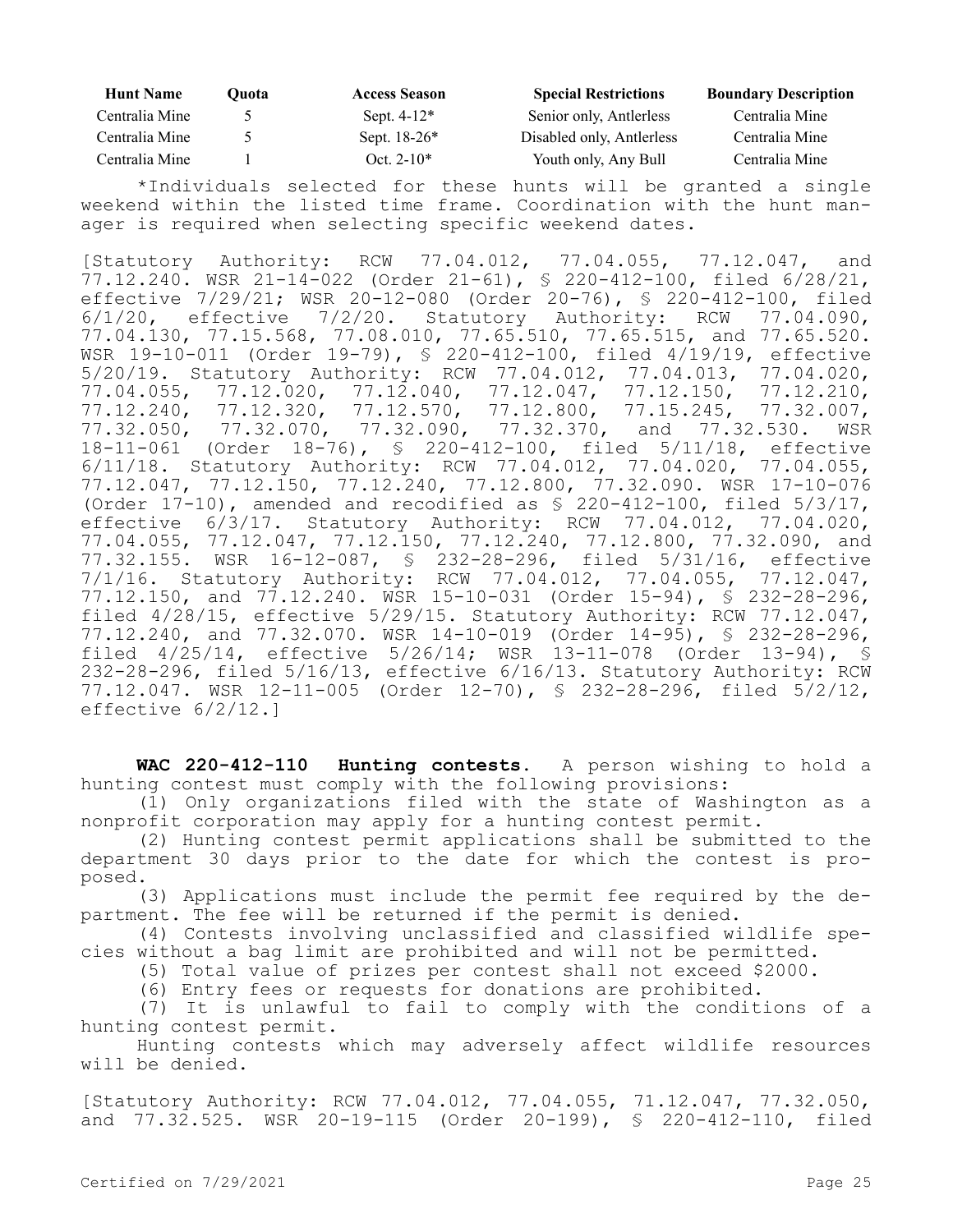| Hunt Name | Quota | Access Season | Special Restrictions | Boundary Description |
|---|---|---|---|---|
| Centralia Mine | 5 | Sept. 4-12* | Senior only, Antlerless | Centralia Mine |
| Centralia Mine | 5 | Sept. 18-26* | Disabled only, Antlerless | Centralia Mine |
| Centralia Mine | 1 | Oct. 2-10* | Youth only, Any Bull | Centralia Mine |

*Individuals selected for these hunts will be granted a single weekend within the listed time frame. Coordination with the hunt manager is required when selecting specific weekend dates.

[Statutory Authority: RCW 77.04.012, 77.04.055, 77.12.047, and 77.12.240. WSR 21-14-022 (Order 21-61), § 220-412-100, filed 6/28/21, effective 7/29/21; WSR 20-12-080 (Order 20-76), § 220-412-100, filed 6/1/20, effective 7/2/20. Statutory Authority: RCW 77.04.090, 77.04.130, 77.15.568, 77.08.010, 77.65.510, 77.65.515, and 77.65.520. WSR 19-10-011 (Order 19-79), § 220-412-100, filed 4/19/19, effective 5/20/19. Statutory Authority: RCW 77.04.012, 77.04.013, 77.04.020, 77.04.055, 77.12.020, 77.12.040, 77.12.047, 77.12.150, 77.12.210, 77.12.240, 77.12.320, 77.12.570, 77.12.800, 77.15.245, 77.32.007, 77.32.050, 77.32.070, 77.32.090, 77.32.370, and 77.32.530. WSR 18-11-061 (Order 18-76), § 220-412-100, filed 5/11/18, effective 6/11/18. Statutory Authority: RCW 77.04.012, 77.04.020, 77.04.055, 77.12.047, 77.12.150, 77.12.240, 77.12.800, 77.32.090. WSR 17-10-076 (Order 17-10), amended and recodified as § 220-412-100, filed 5/3/17, effective 6/3/17. Statutory Authority: RCW 77.04.012, 77.04.020, 77.04.055, 77.12.047, 77.12.150, 77.12.240, 77.12.800, 77.32.090, and 77.32.155. WSR 16-12-087, § 232-28-296, filed 5/31/16, effective 7/1/16. Statutory Authority: RCW 77.04.012, 77.04.055, 77.12.047, 77.12.150, and 77.12.240. WSR 15-10-031 (Order 15-94), § 232-28-296, filed 4/28/15, effective 5/29/15. Statutory Authority: RCW 77.12.047, 77.12.240, and 77.32.070. WSR 14-10-019 (Order 14-95), § 232-28-296, filed 4/25/14, effective 5/26/14; WSR 13-11-078 (Order 13-94), § 232-28-296, filed 5/16/13, effective 6/16/13. Statutory Authority: RCW 77.12.047. WSR 12-11-005 (Order 12-70), § 232-28-296, filed 5/2/12, effective 6/2/12.]

**WAC 220-412-110 Hunting contests.** A person wishing to hold a hunting contest must comply with the following provisions:

(1) Only organizations filed with the state of Washington as a nonprofit corporation may apply for a hunting contest permit.

(2) Hunting contest permit applications shall be submitted to the department 30 days prior to the date for which the contest is proposed.

(3) Applications must include the permit fee required by the department. The fee will be returned if the permit is denied.

(4) Contests involving unclassified and classified wildlife species without a bag limit are prohibited and will not be permitted.

(5) Total value of prizes per contest shall not exceed $2000.

(6) Entry fees or requests for donations are prohibited.

(7) It is unlawful to fail to comply with the conditions of a hunting contest permit.

Hunting contests which may adversely affect wildlife resources will be denied.

[Statutory Authority: RCW 77.04.012, 77.04.055, 71.12.047, 77.32.050, and 77.32.525. WSR 20-19-115 (Order 20-199), § 220-412-110, filed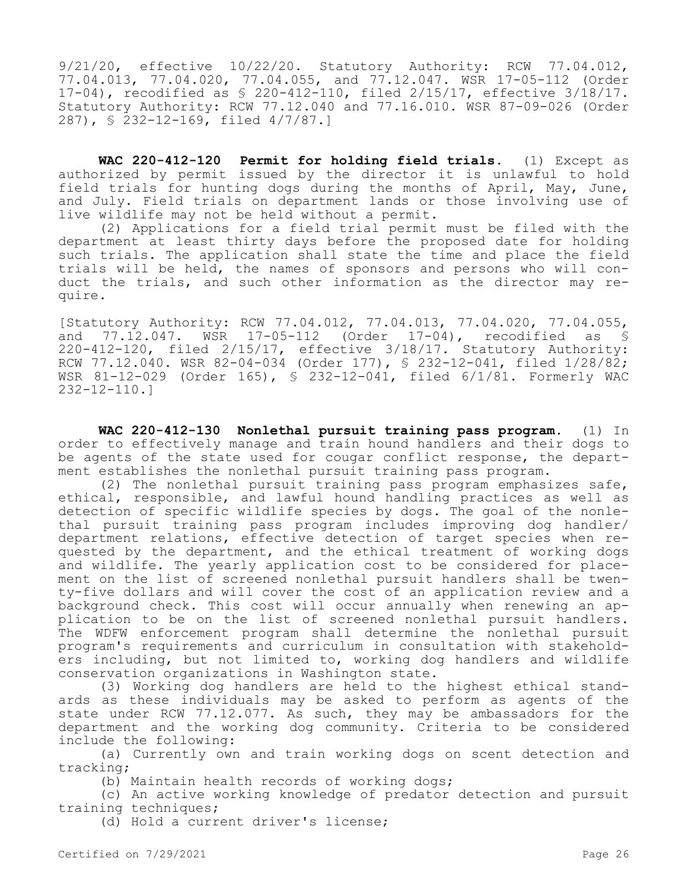9/21/20, effective 10/22/20. Statutory Authority: RCW 77.04.012, 77.04.013, 77.04.020, 77.04.055, and 77.12.047. WSR 17-05-112 (Order 17-04), recodified as § 220-412-110, filed 2/15/17, effective 3/18/17. Statutory Authority: RCW 77.12.040 and 77.16.010. WSR 87-09-026 (Order 287), § 232-12-169, filed 4/7/87.]

**WAC 220-412-120 Permit for holding field trials.** (1) Except as authorized by permit issued by the director it is unlawful to hold field trials for hunting dogs during the months of April, May, June, and July. Field trials on department lands or those involving use of live wildlife may not be held without a permit.

(2) Applications for a field trial permit must be filed with the department at least thirty days before the proposed date for holding such trials. The application shall state the time and place the field trials will be held, the names of sponsors and persons who will conduct the trials, and such other information as the director may require.

[Statutory Authority: RCW 77.04.012, 77.04.013, 77.04.020, 77.04.055, and 77.12.047. WSR 17-05-112 (Order 17-04), recodified as § 220-412-120, filed 2/15/17, effective 3/18/17. Statutory Authority: RCW 77.12.040. WSR 82-04-034 (Order 177), § 232-12-041, filed 1/28/82; WSR 81-12-029 (Order 165), § 232-12-041, filed 6/1/81. Formerly WAC 232-12-110.]

**WAC 220-412-130 Nonlethal pursuit training pass program.** (1) In order to effectively manage and train hound handlers and their dogs to be agents of the state used for cougar conflict response, the department establishes the nonlethal pursuit training pass program.

(2) The nonlethal pursuit training pass program emphasizes safe, ethical, responsible, and lawful hound handling practices as well as detection of specific wildlife species by dogs. The goal of the nonlethal pursuit training pass program includes improving dog handler/department relations, effective detection of target species when requested by the department, and the ethical treatment of working dogs and wildlife. The yearly application cost to be considered for placement on the list of screened nonlethal pursuit handlers shall be twenty-five dollars and will cover the cost of an application review and a background check. This cost will occur annually when renewing an application to be on the list of screened nonlethal pursuit handlers. The WDFW enforcement program shall determine the nonlethal pursuit program's requirements and curriculum in consultation with stakeholders including, but not limited to, working dog handlers and wildlife conservation organizations in Washington state.

(3) Working dog handlers are held to the highest ethical standards as these individuals may be asked to perform as agents of the state under RCW 77.12.077. As such, they may be ambassadors for the department and the working dog community. Criteria to be considered include the following:

(a) Currently own and train working dogs on scent detection and tracking;

(b) Maintain health records of working dogs;

(c) An active working knowledge of predator detection and pursuit training techniques;

(d) Hold a current driver's license;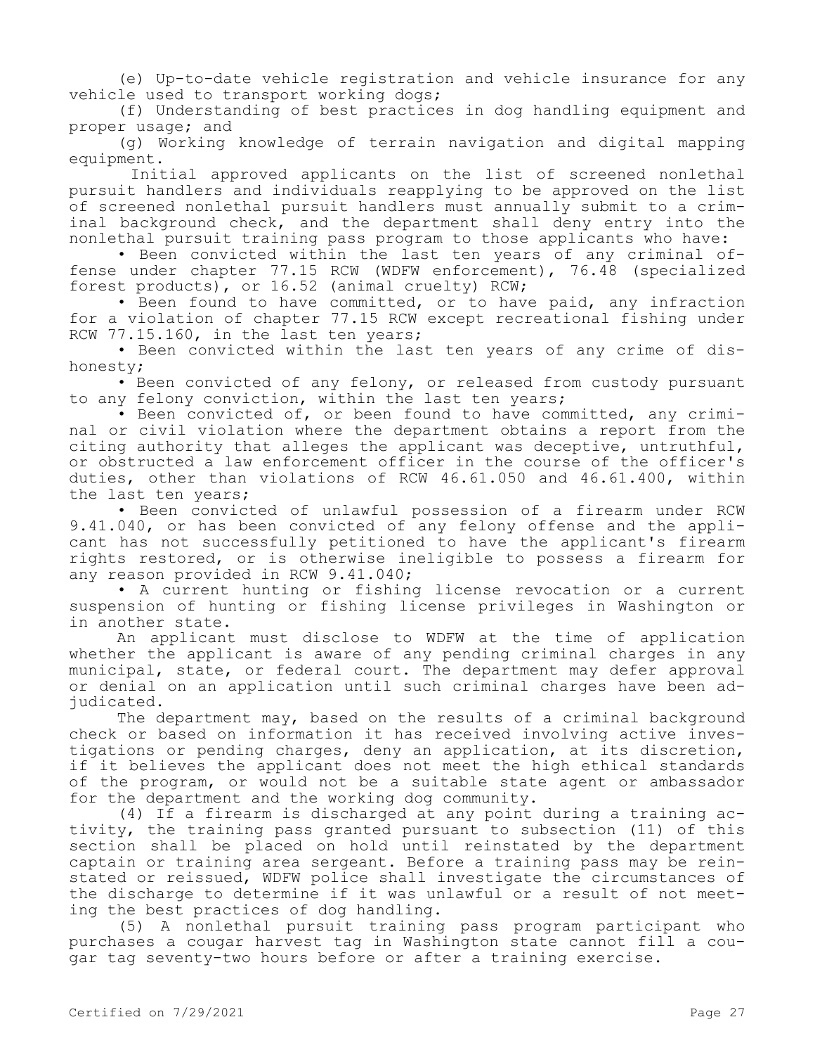(e) Up-to-date vehicle registration and vehicle insurance for any vehicle used to transport working dogs;

(f) Understanding of best practices in dog handling equipment and proper usage; and

(g) Working knowledge of terrain navigation and digital mapping equipment.

Initial approved applicants on the list of screened nonlethal pursuit handlers and individuals reapplying to be approved on the list of screened nonlethal pursuit handlers must annually submit to a criminal background check, and the department shall deny entry into the nonlethal pursuit training pass program to those applicants who have:

- Been convicted within the last ten years of any criminal offense under chapter 77.15 RCW (WDFW enforcement), 76.48 (specialized forest products), or 16.52 (animal cruelty) RCW;
- Been found to have committed, or to have paid, any infraction for a violation of chapter 77.15 RCW except recreational fishing under RCW 77.15.160, in the last ten years;
- Been convicted within the last ten years of any crime of dishonesty;
- Been convicted of any felony, or released from custody pursuant to any felony conviction, within the last ten years;
- Been convicted of, or been found to have committed, any criminal or civil violation where the department obtains a report from the citing authority that alleges the applicant was deceptive, untruthful, or obstructed a law enforcement officer in the course of the officer's duties, other than violations of RCW 46.61.050 and 46.61.400, within the last ten years;
- Been convicted of unlawful possession of a firearm under RCW 9.41.040, or has been convicted of any felony offense and the applicant has not successfully petitioned to have the applicant's firearm rights restored, or is otherwise ineligible to possess a firearm for any reason provided in RCW 9.41.040;
- A current hunting or fishing license revocation or a current suspension of hunting or fishing license privileges in Washington or in another state.

An applicant must disclose to WDFW at the time of application whether the applicant is aware of any pending criminal charges in any municipal, state, or federal court. The department may defer approval or denial on an application until such criminal charges have been adjudicated.

The department may, based on the results of a criminal background check or based on information it has received involving active investigations or pending charges, deny an application, at its discretion, if it believes the applicant does not meet the high ethical standards of the program, or would not be a suitable state agent or ambassador for the department and the working dog community.

(4) If a firearm is discharged at any point during a training activity, the training pass granted pursuant to subsection (11) of this section shall be placed on hold until reinstated by the department captain or training area sergeant. Before a training pass may be reinstated or reissued, WDFW police shall investigate the circumstances of the discharge to determine if it was unlawful or a result of not meeting the best practices of dog handling.

(5) A nonlethal pursuit training pass program participant who purchases a cougar harvest tag in Washington state cannot fill a cougar tag seventy-two hours before or after a training exercise.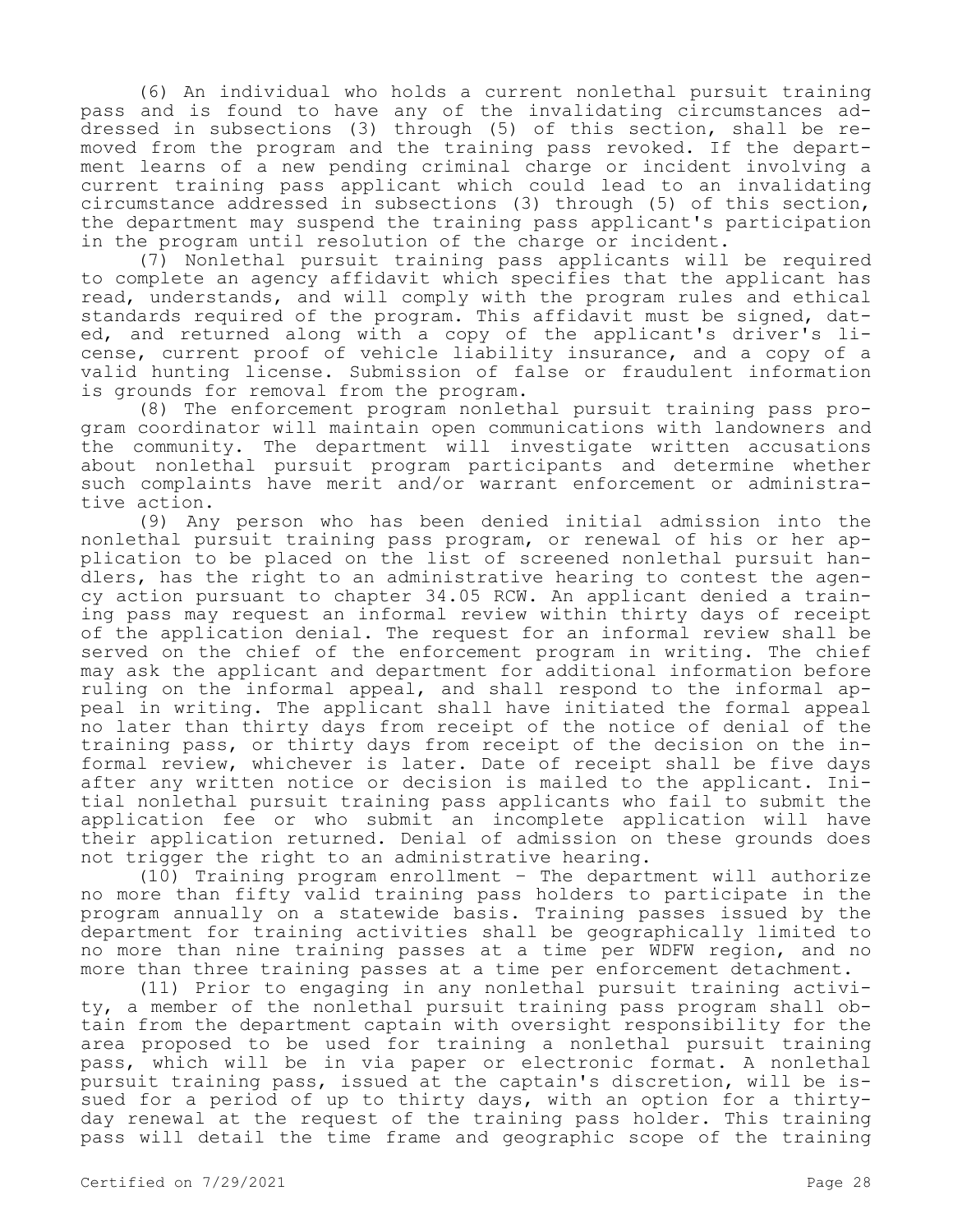(6) An individual who holds a current nonlethal pursuit training pass and is found to have any of the invalidating circumstances addressed in subsections (3) through (5) of this section, shall be removed from the program and the training pass revoked. If the department learns of a new pending criminal charge or incident involving a current training pass applicant which could lead to an invalidating circumstance addressed in subsections (3) through (5) of this section, the department may suspend the training pass applicant's participation in the program until resolution of the charge or incident.

(7) Nonlethal pursuit training pass applicants will be required to complete an agency affidavit which specifies that the applicant has read, understands, and will comply with the program rules and ethical standards required of the program. This affidavit must be signed, dated, and returned along with a copy of the applicant's driver's license, current proof of vehicle liability insurance, and a copy of a valid hunting license. Submission of false or fraudulent information is grounds for removal from the program.

(8) The enforcement program nonlethal pursuit training pass program coordinator will maintain open communications with landowners and the community. The department will investigate written accusations about nonlethal pursuit program participants and determine whether such complaints have merit and/or warrant enforcement or administrative action.

(9) Any person who has been denied initial admission into the nonlethal pursuit training pass program, or renewal of his or her application to be placed on the list of screened nonlethal pursuit handlers, has the right to an administrative hearing to contest the agency action pursuant to chapter 34.05 RCW. An applicant denied a training pass may request an informal review within thirty days of receipt of the application denial. The request for an informal review shall be served on the chief of the enforcement program in writing. The chief may ask the applicant and department for additional information before ruling on the informal appeal, and shall respond to the informal appeal in writing. The applicant shall have initiated the formal appeal no later than thirty days from receipt of the notice of denial of the training pass, or thirty days from receipt of the decision on the informal review, whichever is later. Date of receipt shall be five days after any written notice or decision is mailed to the applicant. Initial nonlethal pursuit training pass applicants who fail to submit the application fee or who submit an incomplete application will have their application returned. Denial of admission on these grounds does not trigger the right to an administrative hearing.

(10) Training program enrollment - The department will authorize no more than fifty valid training pass holders to participate in the program annually on a statewide basis. Training passes issued by the department for training activities shall be geographically limited to no more than nine training passes at a time per WDFW region, and no more than three training passes at a time per enforcement detachment.

(11) Prior to engaging in any nonlethal pursuit training activity, a member of the nonlethal pursuit training pass program shall obtain from the department captain with oversight responsibility for the area proposed to be used for training a nonlethal pursuit training pass, which will be in via paper or electronic format. A nonlethal pursuit training pass, issued at the captain's discretion, will be issued for a period of up to thirty days, with an option for a thirty-day renewal at the request of the training pass holder. This training pass will detail the time frame and geographic scope of the training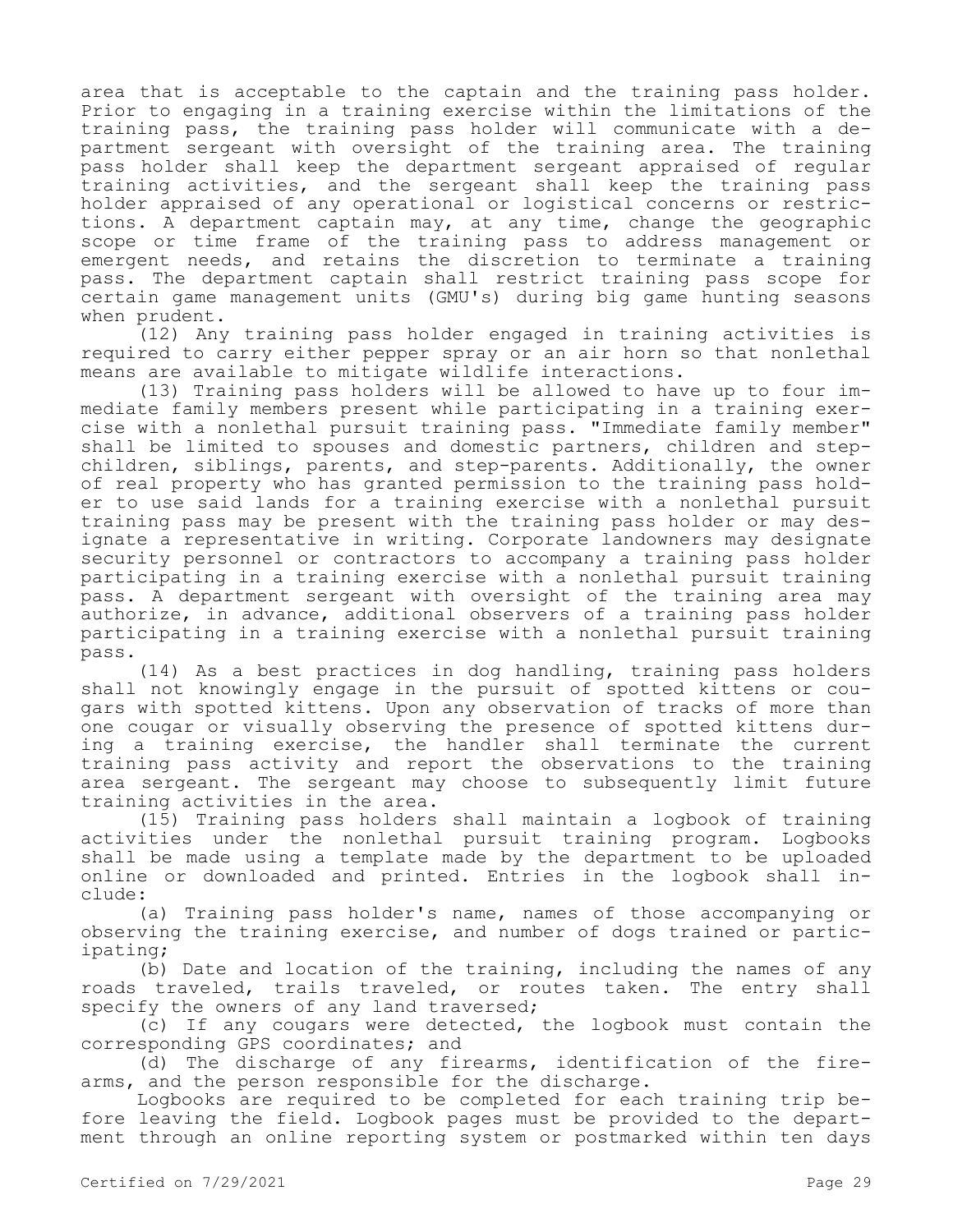area that is acceptable to the captain and the training pass holder. Prior to engaging in a training exercise within the limitations of the training pass, the training pass holder will communicate with a department sergeant with oversight of the training area. The training pass holder shall keep the department sergeant appraised of regular training activities, and the sergeant shall keep the training pass holder appraised of any operational or logistical concerns or restrictions. A department captain may, at any time, change the geographic scope or time frame of the training pass to address management or emergent needs, and retains the discretion to terminate a training pass. The department captain shall restrict training pass scope for certain game management units (GMU's) during big game hunting seasons when prudent.

(12) Any training pass holder engaged in training activities is required to carry either pepper spray or an air horn so that nonlethal means are available to mitigate wildlife interactions.

(13) Training pass holders will be allowed to have up to four immediate family members present while participating in a training exercise with a nonlethal pursuit training pass. "Immediate family member" shall be limited to spouses and domestic partners, children and stepchildren, siblings, parents, and step-parents. Additionally, the owner of real property who has granted permission to the training pass holder to use said lands for a training exercise with a nonlethal pursuit training pass may be present with the training pass holder or may designate a representative in writing. Corporate landowners may designate security personnel or contractors to accompany a training pass holder participating in a training exercise with a nonlethal pursuit training pass. A department sergeant with oversight of the training area may authorize, in advance, additional observers of a training pass holder participating in a training exercise with a nonlethal pursuit training pass.

(14) As a best practices in dog handling, training pass holders shall not knowingly engage in the pursuit of spotted kittens or cougars with spotted kittens. Upon any observation of tracks of more than one cougar or visually observing the presence of spotted kittens during a training exercise, the handler shall terminate the current training pass activity and report the observations to the training area sergeant. The sergeant may choose to subsequently limit future training activities in the area.

(15) Training pass holders shall maintain a logbook of training activities under the nonlethal pursuit training program. Logbooks shall be made using a template made by the department to be uploaded online or downloaded and printed. Entries in the logbook shall include:

(a) Training pass holder's name, names of those accompanying or observing the training exercise, and number of dogs trained or participating;

(b) Date and location of the training, including the names of any roads traveled, trails traveled, or routes taken. The entry shall specify the owners of any land traversed;

(c) If any cougars were detected, the logbook must contain the corresponding GPS coordinates; and

(d) The discharge of any firearms, identification of the firearms, and the person responsible for the discharge.

Logbooks are required to be completed for each training trip before leaving the field. Logbook pages must be provided to the department through an online reporting system or postmarked within ten days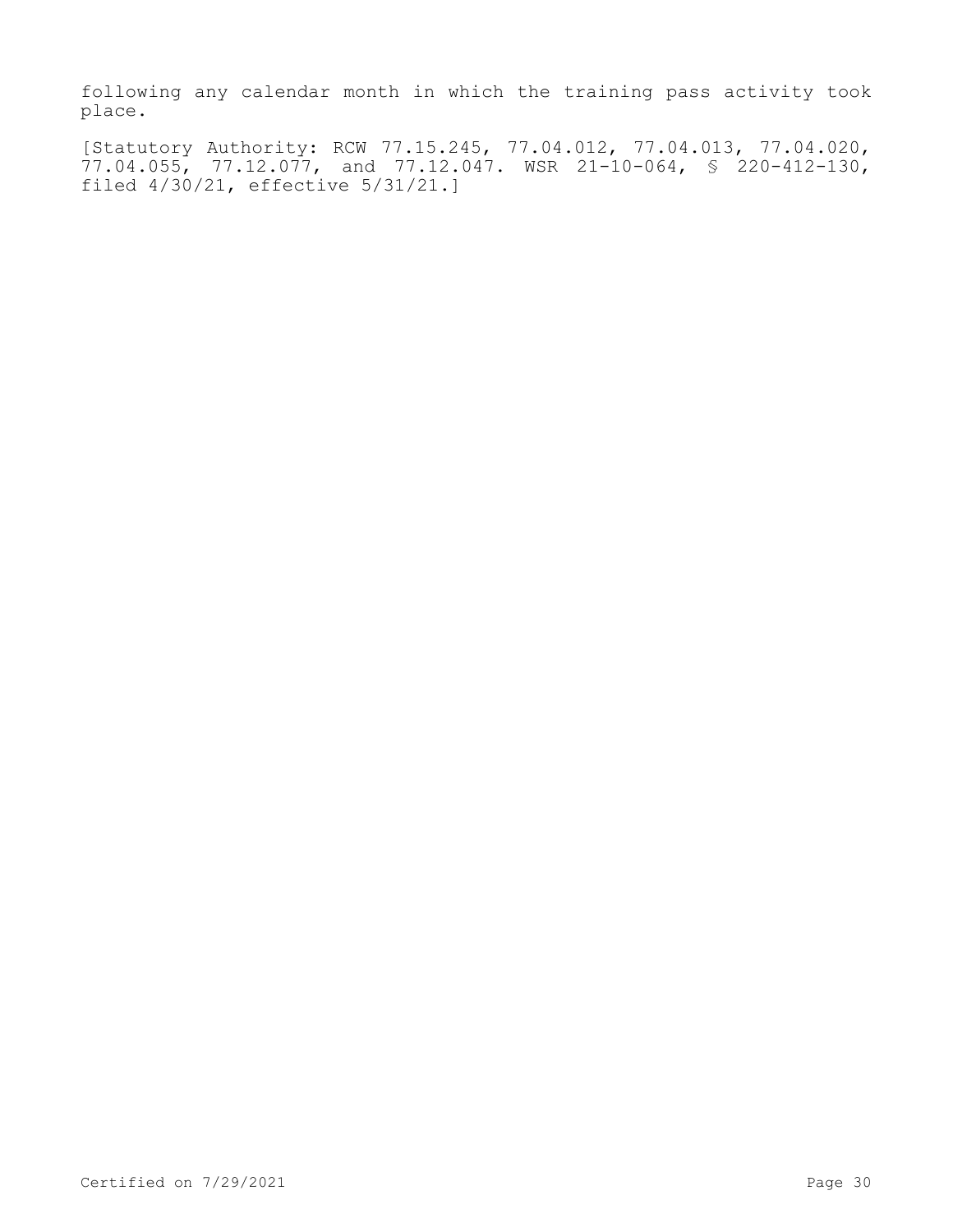following any calendar month in which the training pass activity took place.

[Statutory Authority: RCW 77.15.245, 77.04.012, 77.04.013, 77.04.020, 77.04.055, 77.12.077, and 77.12.047. WSR 21-10-064, § 220-412-130, filed 4/30/21, effective 5/31/21.]